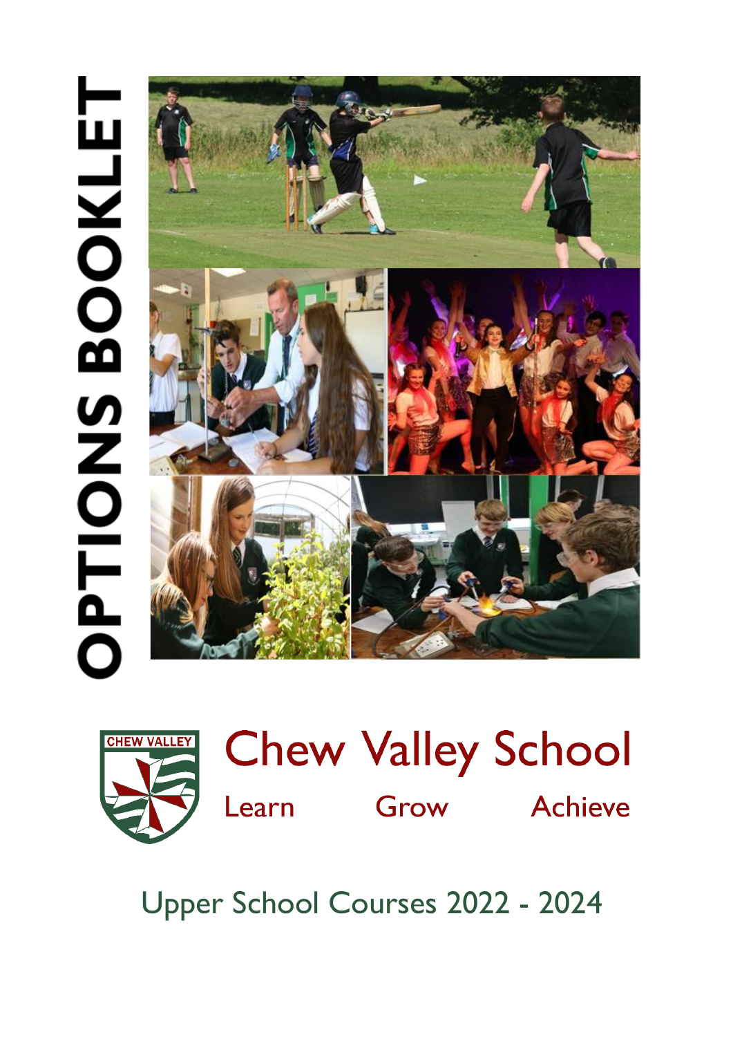# OPTIONS BOOKLET

CHEW VALLEY

# Chew Valley School

Learn Grow Achieve

## Upper School Courses 2022 - 2024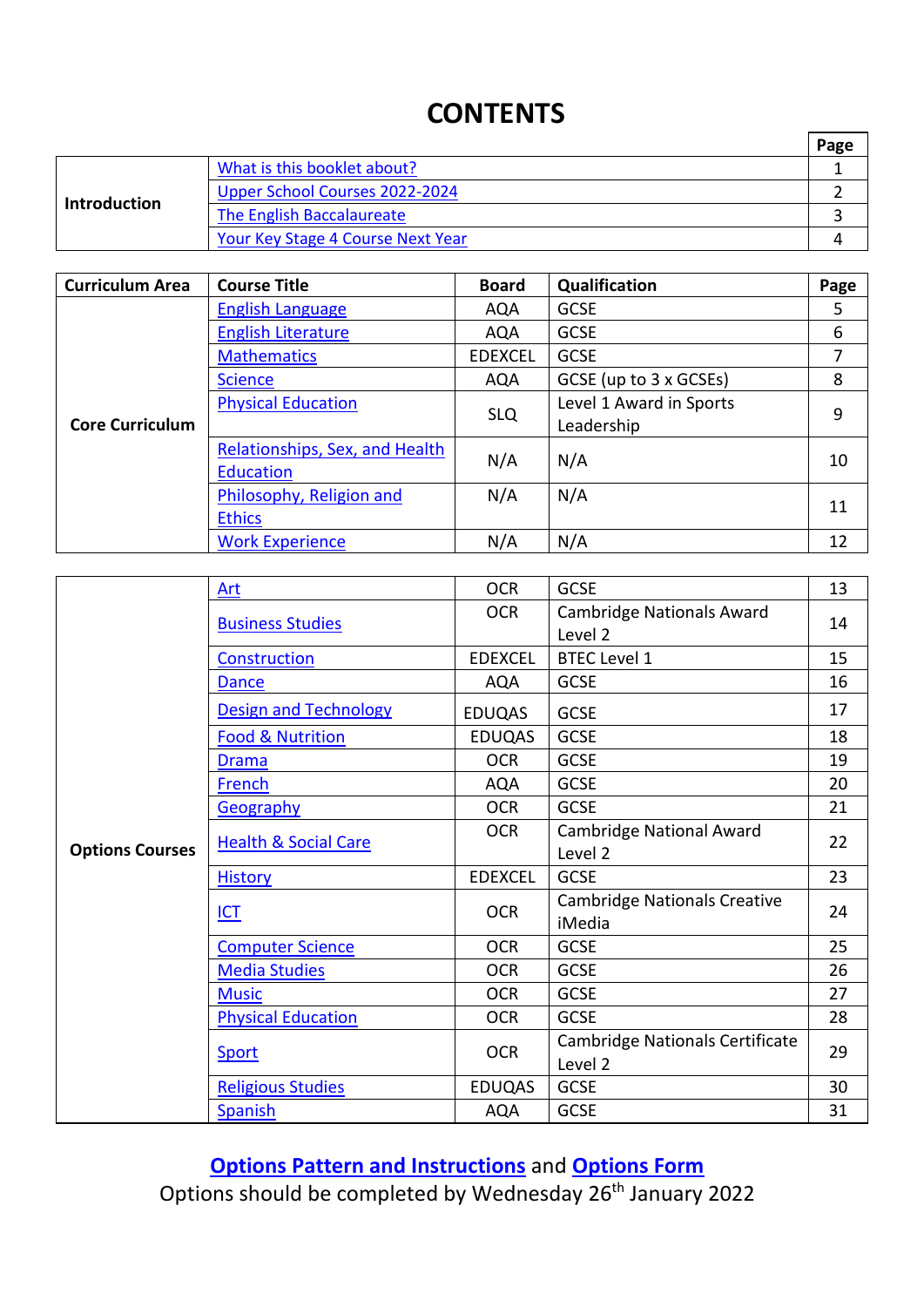# CONTENTS

| | | Page |
|---|---|---|
| **Introduction** | What is this booklet about? | 1 |
| | Upper School Courses 2022-2024 | 2 |
| | The English Baccalaureate | 3 |
| | Your Key Stage 4 Course Next Year | 4 |

| Curriculum Area | Course Title | Board | Qualification | Page |
|---|---|---|---|---|
| **Core Curriculum** | English Language | AQA | GCSE | 5 |
| | English Literature | AQA | GCSE | 6 |
| | Mathematics | EDEXCEL | GCSE | 7 |
| | Science | AQA | GCSE (up to 3 x GCSEs) | 8 |
| | Physical Education | SLQ | Level 1 Award in Sports Leadership | 9 |
| | Relationships, Sex, and Health Education | N/A | N/A | 10 |
| | Philosophy, Religion and Ethics | N/A | N/A | 11 |
| | Work Experience | N/A | N/A | 12 |

| | Course Title | Board | Qualification | Page |
|---|---|---|---|---|
| **Options Courses** | Art | OCR | GCSE | 13 |
| | Business Studies | OCR | Cambridge Nationals Award Level 2 | 14 |
| | Construction | EDEXCEL | BTEC Level 1 | 15 |
| | Dance | AQA | GCSE | 16 |
| | Design and Technology | EDUQAS | GCSE | 17 |
| | Food & Nutrition | EDUQAS | GCSE | 18 |
| | Drama | OCR | GCSE | 19 |
| | French | AQA | GCSE | 20 |
| | Geography | OCR | GCSE | 21 |
| | Health & Social Care | OCR | Cambridge National Award Level 2 | 22 |
| | History | EDEXCEL | GCSE | 23 |
| | ICT | OCR | Cambridge Nationals Creative iMedia | 24 |
| | Computer Science | OCR | GCSE | 25 |
| | Media Studies | OCR | GCSE | 26 |
| | Music | OCR | GCSE | 27 |
| | Physical Education | OCR | GCSE | 28 |
| | Sport | OCR | Cambridge Nationals Certificate Level 2 | 29 |
| | Religious Studies | EDUQAS | GCSE | 30 |
| | Spanish | AQA | GCSE | 31 |

**Options Pattern and Instructions** and **Options Form**

Options should be completed by Wednesday 26th January 2022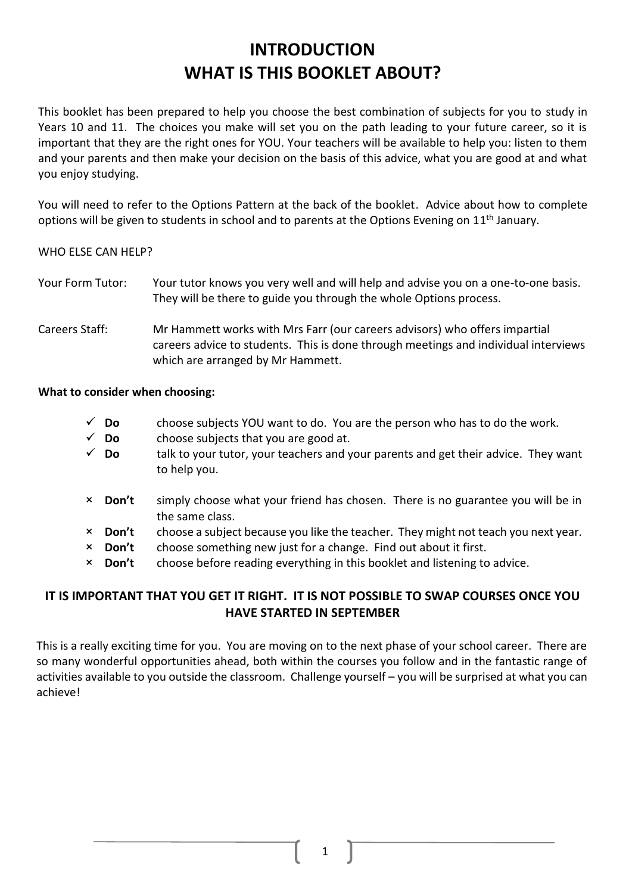# INTRODUCTION
# WHAT IS THIS BOOKLET ABOUT?

This booklet has been prepared to help you choose the best combination of subjects for you to study in Years 10 and 11. The choices you make will set you on the path leading to your future career, so it is important that they are the right ones for YOU. Your teachers will be available to help you: listen to them and your parents and then make your decision on the basis of this advice, what you are good at and what you enjoy studying.

You will need to refer to the Options Pattern at the back of the booklet. Advice about how to complete options will be given to students in school and to parents at the Options Evening on 11th January.

WHO ELSE CAN HELP?

Your Form Tutor: Your tutor knows you very well and will help and advise you on a one-to-one basis. They will be there to guide you through the whole Options process.

Careers Staff: Mr Hammett works with Mrs Farr (our careers advisors) who offers impartial careers advice to students. This is done through meetings and individual interviews which are arranged by Mr Hammett.

**What to consider when choosing:**

- ✓ **Do** choose subjects YOU want to do. You are the person who has to do the work.
- ✓ **Do** choose subjects that you are good at.
- ✓ **Do** talk to your tutor, your teachers and your parents and get their advice. They want to help you.

- × **Don't** simply choose what your friend has chosen. There is no guarantee you will be in the same class.
- × **Don't** choose a subject because you like the teacher. They might not teach you next year.
- × **Don't** choose something new just for a change. Find out about it first.
- × **Don't** choose before reading everything in this booklet and listening to advice.

**IT IS IMPORTANT THAT YOU GET IT RIGHT. IT IS NOT POSSIBLE TO SWAP COURSES ONCE YOU HAVE STARTED IN SEPTEMBER**

This is a really exciting time for you. You are moving on to the next phase of your school career. There are so many wonderful opportunities ahead, both within the courses you follow and in the fantastic range of activities available to you outside the classroom. Challenge yourself – you will be surprised at what you can achieve!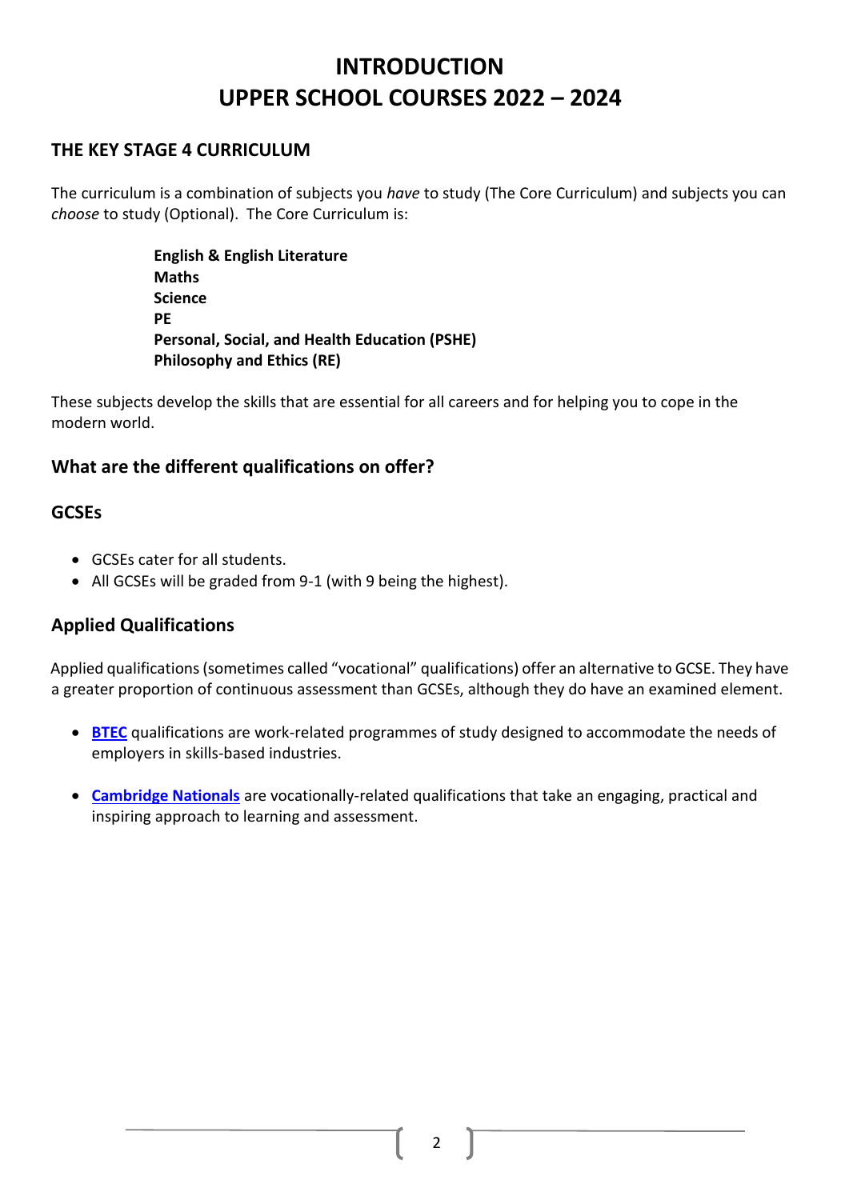# INTRODUCTION
# UPPER SCHOOL COURSES 2022 – 2024

## THE KEY STAGE 4 CURRICULUM

The curriculum is a combination of subjects you *have* to study (The Core Curriculum) and subjects you can *choose* to study (Optional). The Core Curriculum is:

**English & English Literature**
**Maths**
**Science**
**PE**
**Personal, Social, and Health Education (PSHE)**
**Philosophy and Ethics (RE)**

These subjects develop the skills that are essential for all careers and for helping you to cope in the modern world.

## What are the different qualifications on offer?

### GCSEs

- GCSEs cater for all students.
- All GCSEs will be graded from 9-1 (with 9 being the highest).

### Applied Qualifications

Applied qualifications (sometimes called "vocational" qualifications) offer an alternative to GCSE. They have a greater proportion of continuous assessment than GCSEs, although they do have an examined element.

- **BTEC** qualifications are work-related programmes of study designed to accommodate the needs of employers in skills-based industries.
- **Cambridge Nationals** are vocationally-related qualifications that take an engaging, practical and inspiring approach to learning and assessment.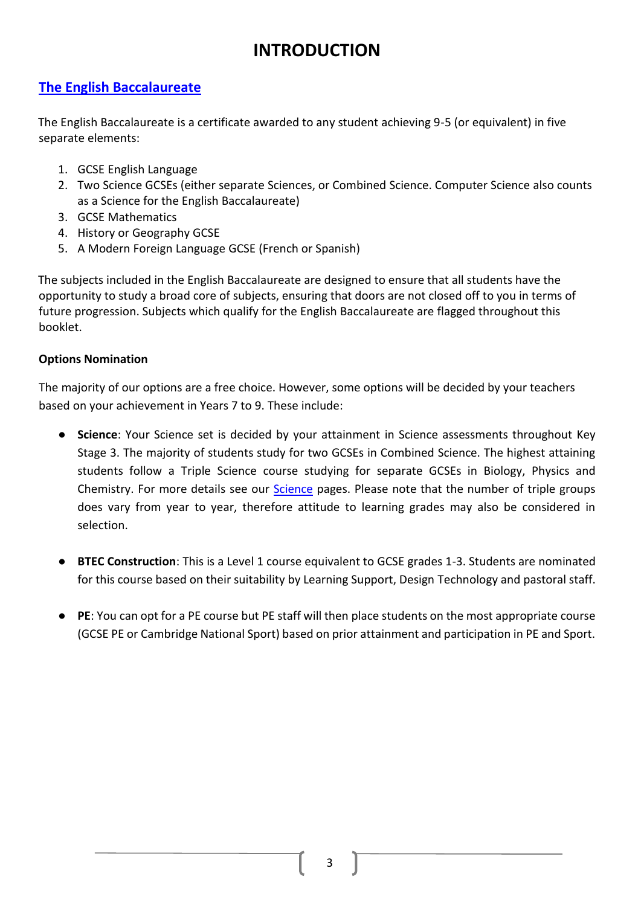# INTRODUCTION

## The English Baccalaureate

The English Baccalaureate is a certificate awarded to any student achieving 9-5 (or equivalent) in five separate elements:

1. GCSE English Language
2. Two Science GCSEs (either separate Sciences, or Combined Science. Computer Science also counts as a Science for the English Baccalaureate)
3. GCSE Mathematics
4. History or Geography GCSE
5. A Modern Foreign Language GCSE (French or Spanish)

The subjects included in the English Baccalaureate are designed to ensure that all students have the opportunity to study a broad core of subjects, ensuring that doors are not closed off to you in terms of future progression. Subjects which qualify for the English Baccalaureate are flagged throughout this booklet.

**Options Nomination**

The majority of our options are a free choice. However, some options will be decided by your teachers based on your achievement in Years 7 to 9. These include:

- **Science**: Your Science set is decided by your attainment in Science assessments throughout Key Stage 3. The majority of students study for two GCSEs in Combined Science. The highest attaining students follow a Triple Science course studying for separate GCSEs in Biology, Physics and Chemistry. For more details see our Science pages. Please note that the number of triple groups does vary from year to year, therefore attitude to learning grades may also be considered in selection.

- **BTEC Construction**: This is a Level 1 course equivalent to GCSE grades 1-3. Students are nominated for this course based on their suitability by Learning Support, Design Technology and pastoral staff.

- **PE**: You can opt for a PE course but PE staff will then place students on the most appropriate course (GCSE PE or Cambridge National Sport) based on prior attainment and participation in PE and Sport.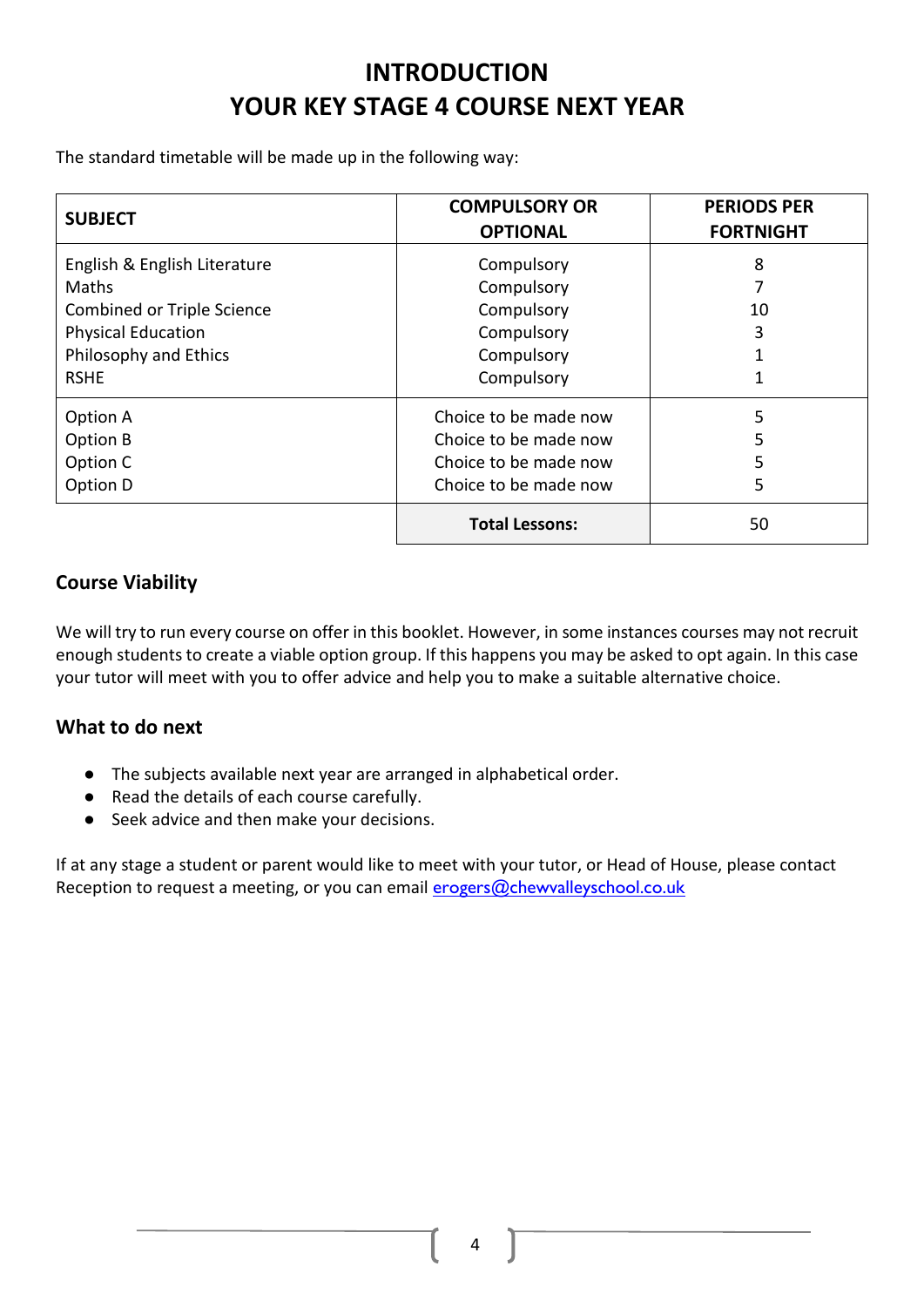# INTRODUCTION
# YOUR KEY STAGE 4 COURSE NEXT YEAR

The standard timetable will be made up in the following way:

| SUBJECT | COMPULSORY OR OPTIONAL | PERIODS PER FORTNIGHT |
|---|---|---|
| English & English Literature | Compulsory | 8 |
| Maths | Compulsory | 7 |
| Combined or Triple Science | Compulsory | 10 |
| Physical Education | Compulsory | 3 |
| Philosophy and Ethics | Compulsory | 1 |
| RSHE | Compulsory | 1 |
| Option A | Choice to be made now | 5 |
| Option B | Choice to be made now | 5 |
| Option C | Choice to be made now | 5 |
| Option D | Choice to be made now | 5 |
| | **Total Lessons:** | 50 |

## Course Viability

We will try to run every course on offer in this booklet. However, in some instances courses may not recruit enough students to create a viable option group. If this happens you may be asked to opt again. In this case your tutor will meet with you to offer advice and help you to make a suitable alternative choice.

## What to do next

- The subjects available next year are arranged in alphabetical order.
- Read the details of each course carefully.
- Seek advice and then make your decisions.

If at any stage a student or parent would like to meet with your tutor, or Head of House, please contact Reception to request a meeting, or you can email erogers@chewvalleyschool.co.uk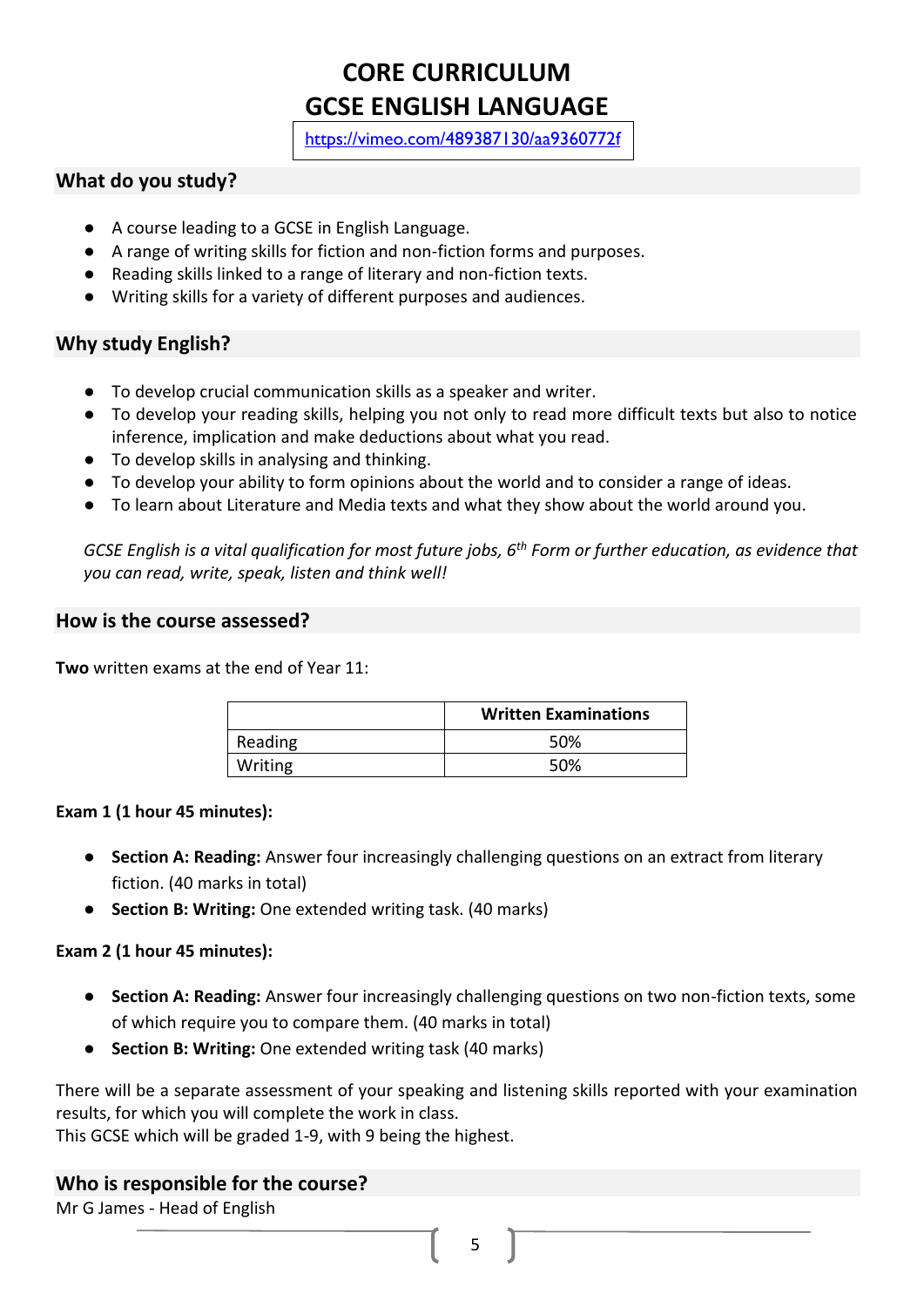# CORE CURRICULUM
# GCSE ENGLISH LANGUAGE

https://vimeo.com/489387130/aa9360772f

## What do you study?

- A course leading to a GCSE in English Language.
- A range of writing skills for fiction and non-fiction forms and purposes.
- Reading skills linked to a range of literary and non-fiction texts.
- Writing skills for a variety of different purposes and audiences.

## Why study English?

- To develop crucial communication skills as a speaker and writer.
- To develop your reading skills, helping you not only to read more difficult texts but also to notice inference, implication and make deductions about what you read.
- To develop skills in analysing and thinking.
- To develop your ability to form opinions about the world and to consider a range of ideas.
- To learn about Literature and Media texts and what they show about the world around you.

*GCSE English is a vital qualification for most future jobs, 6th Form or further education, as evidence that you can read, write, speak, listen and think well!*

## How is the course assessed?

**Two** written exams at the end of Year 11:

| | Written Examinations |
|---|---|
| Reading | 50% |
| Writing | 50% |

**Exam 1 (1 hour 45 minutes):**

- **Section A: Reading:** Answer four increasingly challenging questions on an extract from literary fiction. (40 marks in total)
- **Section B: Writing:** One extended writing task. (40 marks)

**Exam 2 (1 hour 45 minutes):**

- **Section A: Reading:** Answer four increasingly challenging questions on two non-fiction texts, some of which require you to compare them. (40 marks in total)
- **Section B: Writing:** One extended writing task (40 marks)

There will be a separate assessment of your speaking and listening skills reported with your examination results, for which you will complete the work in class.
This GCSE which will be graded 1-9, with 9 being the highest.

## Who is responsible for the course?

Mr G James - Head of English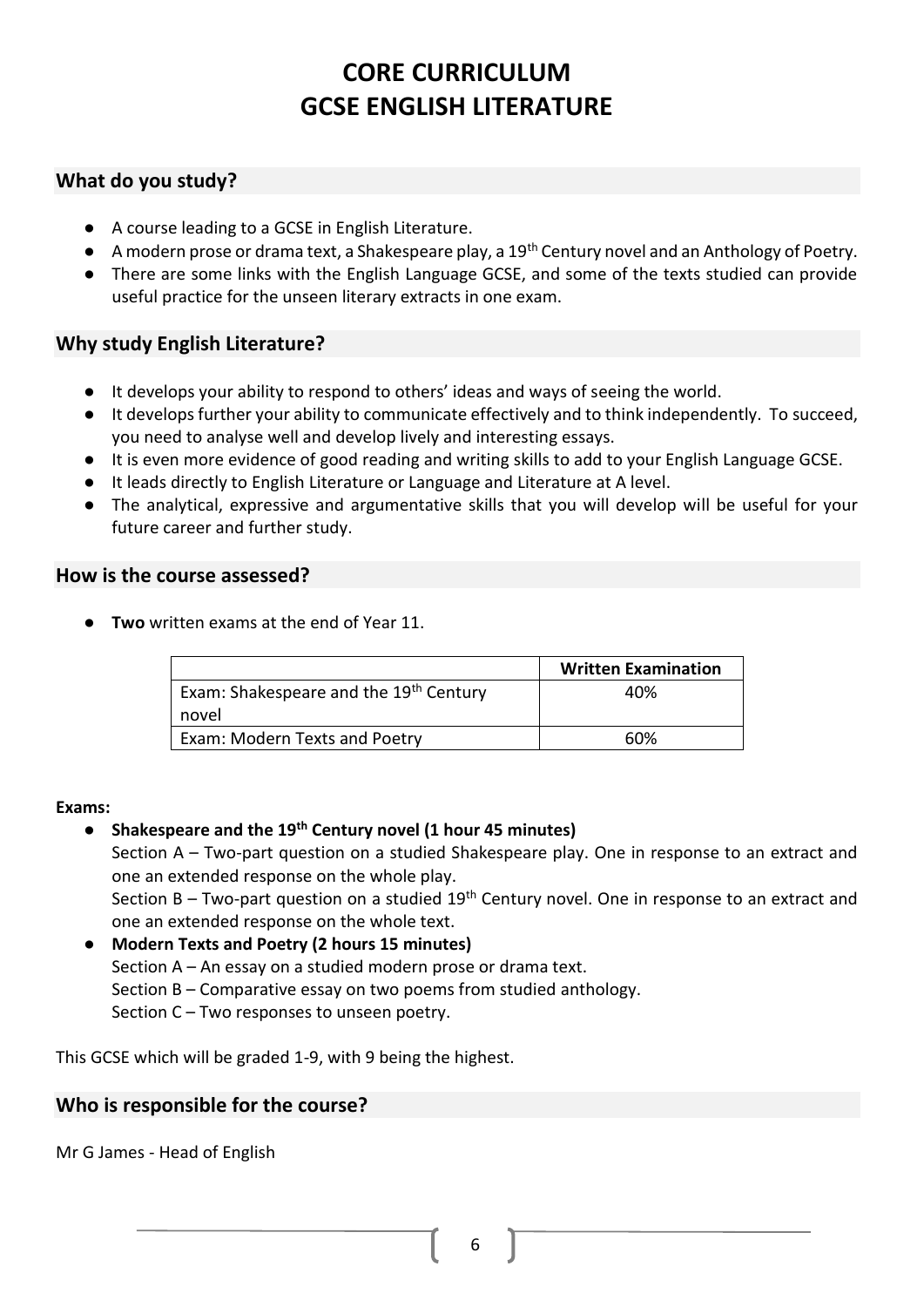# CORE CURRICULUM
# GCSE ENGLISH LITERATURE

## What do you study?

- A course leading to a GCSE in English Literature.
- A modern prose or drama text, a Shakespeare play, a 19th Century novel and an Anthology of Poetry.
- There are some links with the English Language GCSE, and some of the texts studied can provide useful practice for the unseen literary extracts in one exam.

## Why study English Literature?

- It develops your ability to respond to others' ideas and ways of seeing the world.
- It develops further your ability to communicate effectively and to think independently. To succeed, you need to analyse well and develop lively and interesting essays.
- It is even more evidence of good reading and writing skills to add to your English Language GCSE.
- It leads directly to English Literature or Language and Literature at A level.
- The analytical, expressive and argumentative skills that you will develop will be useful for your future career and further study.

## How is the course assessed?

- **Two** written exams at the end of Year 11.

| | **Written Examination** |
|---|---|
| Exam: Shakespeare and the 19th Century novel | 40% |
| Exam: Modern Texts and Poetry | 60% |

**Exams:**

- **Shakespeare and the 19th Century novel (1 hour 45 minutes)**
  Section A – Two-part question on a studied Shakespeare play. One in response to an extract and one an extended response on the whole play.
  Section B – Two-part question on a studied 19th Century novel. One in response to an extract and one an extended response on the whole text.
- **Modern Texts and Poetry (2 hours 15 minutes)**
  Section A – An essay on a studied modern prose or drama text.
  Section B – Comparative essay on two poems from studied anthology.
  Section C – Two responses to unseen poetry.

This GCSE which will be graded 1-9, with 9 being the highest.

## Who is responsible for the course?

Mr G James - Head of English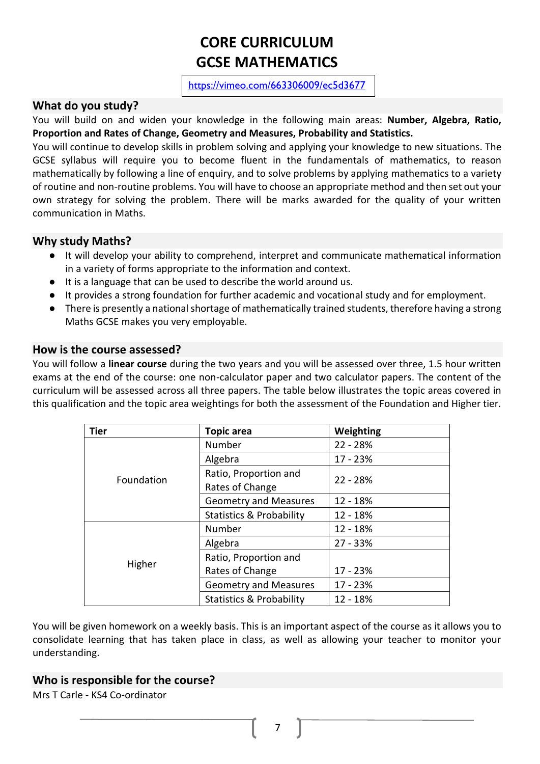# CORE CURRICULUM
# GCSE MATHEMATICS

https://vimeo.com/663306009/ec5d3677

## What do you study?

You will build on and widen your knowledge in the following main areas: **Number, Algebra, Ratio, Proportion and Rates of Change, Geometry and Measures, Probability and Statistics.**

You will continue to develop skills in problem solving and applying your knowledge to new situations. The GCSE syllabus will require you to become fluent in the fundamentals of mathematics, to reason mathematically by following a line of enquiry, and to solve problems by applying mathematics to a variety of routine and non-routine problems. You will have to choose an appropriate method and then set out your own strategy for solving the problem. There will be marks awarded for the quality of your written communication in Maths.

## Why study Maths?

- It will develop your ability to comprehend, interpret and communicate mathematical information in a variety of forms appropriate to the information and context.
- It is a language that can be used to describe the world around us.
- It provides a strong foundation for further academic and vocational study and for employment.
- There is presently a national shortage of mathematically trained students, therefore having a strong Maths GCSE makes you very employable.

## How is the course assessed?

You will follow a **linear course** during the two years and you will be assessed over three, 1.5 hour written exams at the end of the course: one non-calculator paper and two calculator papers. The content of the curriculum will be assessed across all three papers. The table below illustrates the topic areas covered in this qualification and the topic area weightings for both the assessment of the Foundation and Higher tier.

| Tier | Topic area | Weighting |
|---|---|---|
| Foundation | Number | 22 - 28% |
| | Algebra | 17 - 23% |
| | Ratio, Proportion and Rates of Change | 22 - 28% |
| | Geometry and Measures | 12 - 18% |
| | Statistics & Probability | 12 - 18% |
| Higher | Number | 12 - 18% |
| | Algebra | 27 - 33% |
| | Ratio, Proportion and Rates of Change | 17 - 23% |
| | Geometry and Measures | 17 - 23% |
| | Statistics & Probability | 12 - 18% |

You will be given homework on a weekly basis. This is an important aspect of the course as it allows you to consolidate learning that has taken place in class, as well as allowing your teacher to monitor your understanding.

## Who is responsible for the course?

Mrs T Carle - KS4 Co-ordinator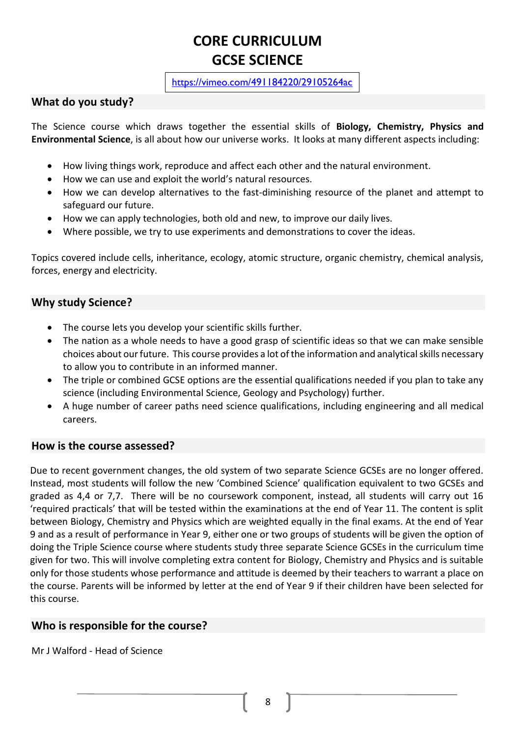# CORE CURRICULUM
# GCSE SCIENCE

https://vimeo.com/491184220/29105264ac

## What do you study?

The Science course which draws together the essential skills of **Biology, Chemistry, Physics and Environmental Science**, is all about how our universe works. It looks at many different aspects including:

- How living things work, reproduce and affect each other and the natural environment.
- How we can use and exploit the world's natural resources.
- How we can develop alternatives to the fast-diminishing resource of the planet and attempt to safeguard our future.
- How we can apply technologies, both old and new, to improve our daily lives.
- Where possible, we try to use experiments and demonstrations to cover the ideas.

Topics covered include cells, inheritance, ecology, atomic structure, organic chemistry, chemical analysis, forces, energy and electricity.

## Why study Science?

- The course lets you develop your scientific skills further.
- The nation as a whole needs to have a good grasp of scientific ideas so that we can make sensible choices about our future. This course provides a lot of the information and analytical skills necessary to allow you to contribute in an informed manner.
- The triple or combined GCSE options are the essential qualifications needed if you plan to take any science (including Environmental Science, Geology and Psychology) further.
- A huge number of career paths need science qualifications, including engineering and all medical careers.

## How is the course assessed?

Due to recent government changes, the old system of two separate Science GCSEs are no longer offered. Instead, most students will follow the new 'Combined Science' qualification equivalent to two GCSEs and graded as 4,4 or 7,7. There will be no coursework component, instead, all students will carry out 16 'required practicals' that will be tested within the examinations at the end of Year 11. The content is split between Biology, Chemistry and Physics which are weighted equally in the final exams. At the end of Year 9 and as a result of performance in Year 9, either one or two groups of students will be given the option of doing the Triple Science course where students study three separate Science GCSEs in the curriculum time given for two. This will involve completing extra content for Biology, Chemistry and Physics and is suitable only for those students whose performance and attitude is deemed by their teachers to warrant a place on the course. Parents will be informed by letter at the end of Year 9 if their children have been selected for this course.

## Who is responsible for the course?

Mr J Walford - Head of Science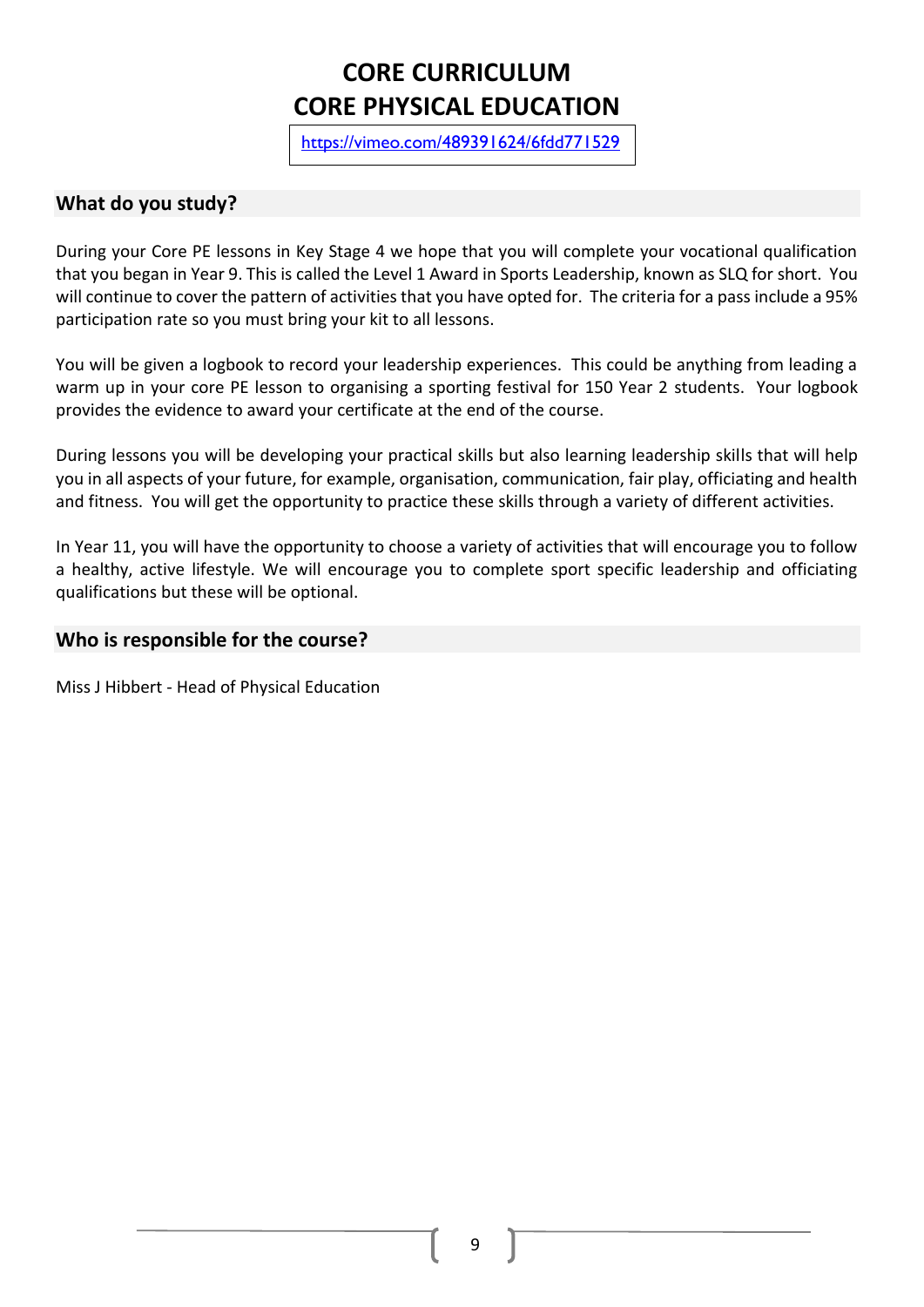# CORE CURRICULUM
# CORE PHYSICAL EDUCATION

https://vimeo.com/489391624/6fdd771529

## What do you study?

During your Core PE lessons in Key Stage 4 we hope that you will complete your vocational qualification that you began in Year 9. This is called the Level 1 Award in Sports Leadership, known as SLQ for short. You will continue to cover the pattern of activities that you have opted for. The criteria for a pass include a 95% participation rate so you must bring your kit to all lessons.

You will be given a logbook to record your leadership experiences. This could be anything from leading a warm up in your core PE lesson to organising a sporting festival for 150 Year 2 students. Your logbook provides the evidence to award your certificate at the end of the course.

During lessons you will be developing your practical skills but also learning leadership skills that will help you in all aspects of your future, for example, organisation, communication, fair play, officiating and health and fitness. You will get the opportunity to practice these skills through a variety of different activities.

In Year 11, you will have the opportunity to choose a variety of activities that will encourage you to follow a healthy, active lifestyle. We will encourage you to complete sport specific leadership and officiating qualifications but these will be optional.

## Who is responsible for the course?

Miss J Hibbert - Head of Physical Education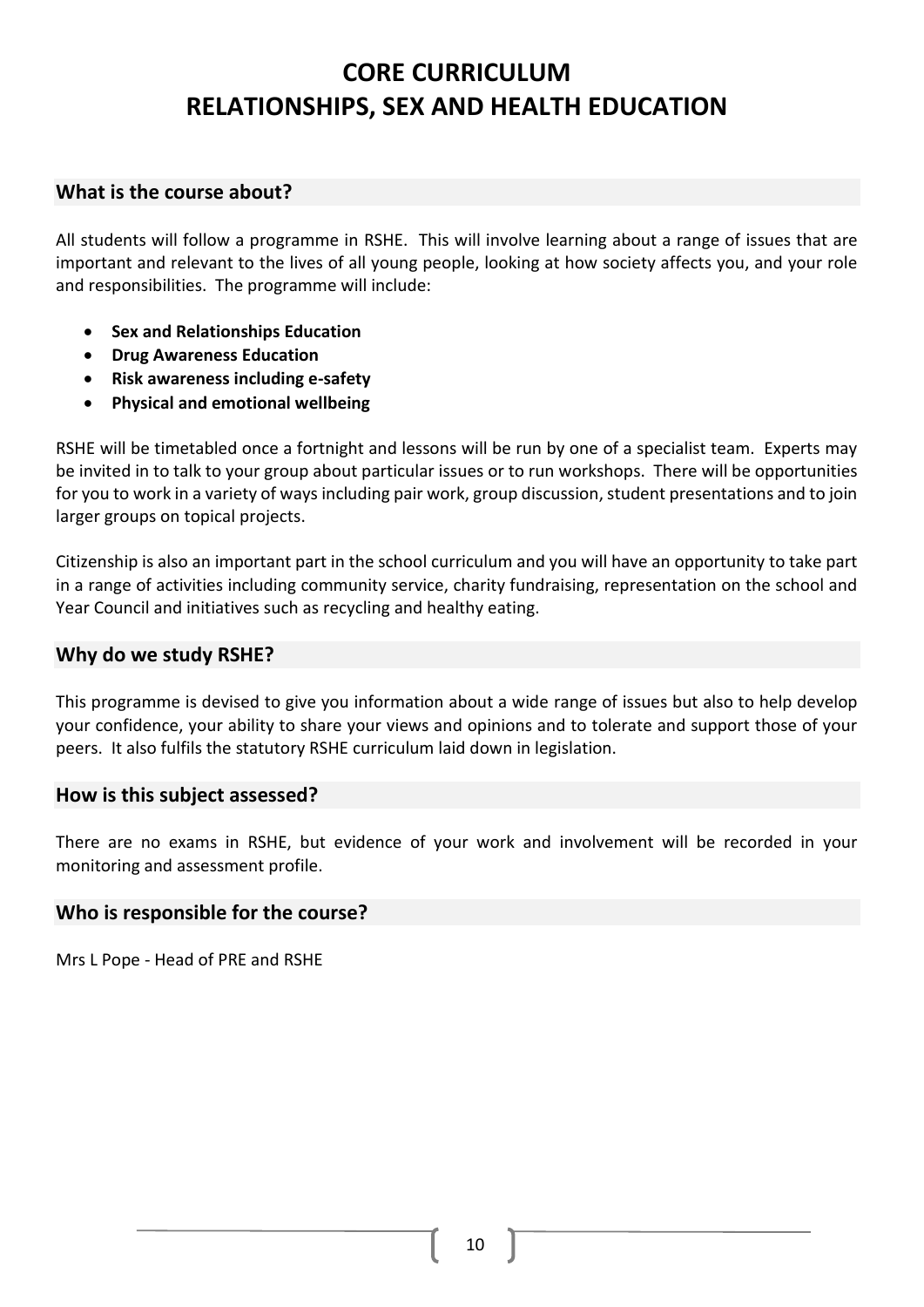# CORE CURRICULUM
# RELATIONSHIPS, SEX AND HEALTH EDUCATION

## What is the course about?

All students will follow a programme in RSHE. This will involve learning about a range of issues that are important and relevant to the lives of all young people, looking at how society affects you, and your role and responsibilities. The programme will include:

- **Sex and Relationships Education**
- **Drug Awareness Education**
- **Risk awareness including e-safety**
- **Physical and emotional wellbeing**

RSHE will be timetabled once a fortnight and lessons will be run by one of a specialist team. Experts may be invited in to talk to your group about particular issues or to run workshops. There will be opportunities for you to work in a variety of ways including pair work, group discussion, student presentations and to join larger groups on topical projects.

Citizenship is also an important part in the school curriculum and you will have an opportunity to take part in a range of activities including community service, charity fundraising, representation on the school and Year Council and initiatives such as recycling and healthy eating.

## Why do we study RSHE?

This programme is devised to give you information about a wide range of issues but also to help develop your confidence, your ability to share your views and opinions and to tolerate and support those of your peers. It also fulfils the statutory RSHE curriculum laid down in legislation.

## How is this subject assessed?

There are no exams in RSHE, but evidence of your work and involvement will be recorded in your monitoring and assessment profile.

## Who is responsible for the course?

Mrs L Pope - Head of PRE and RSHE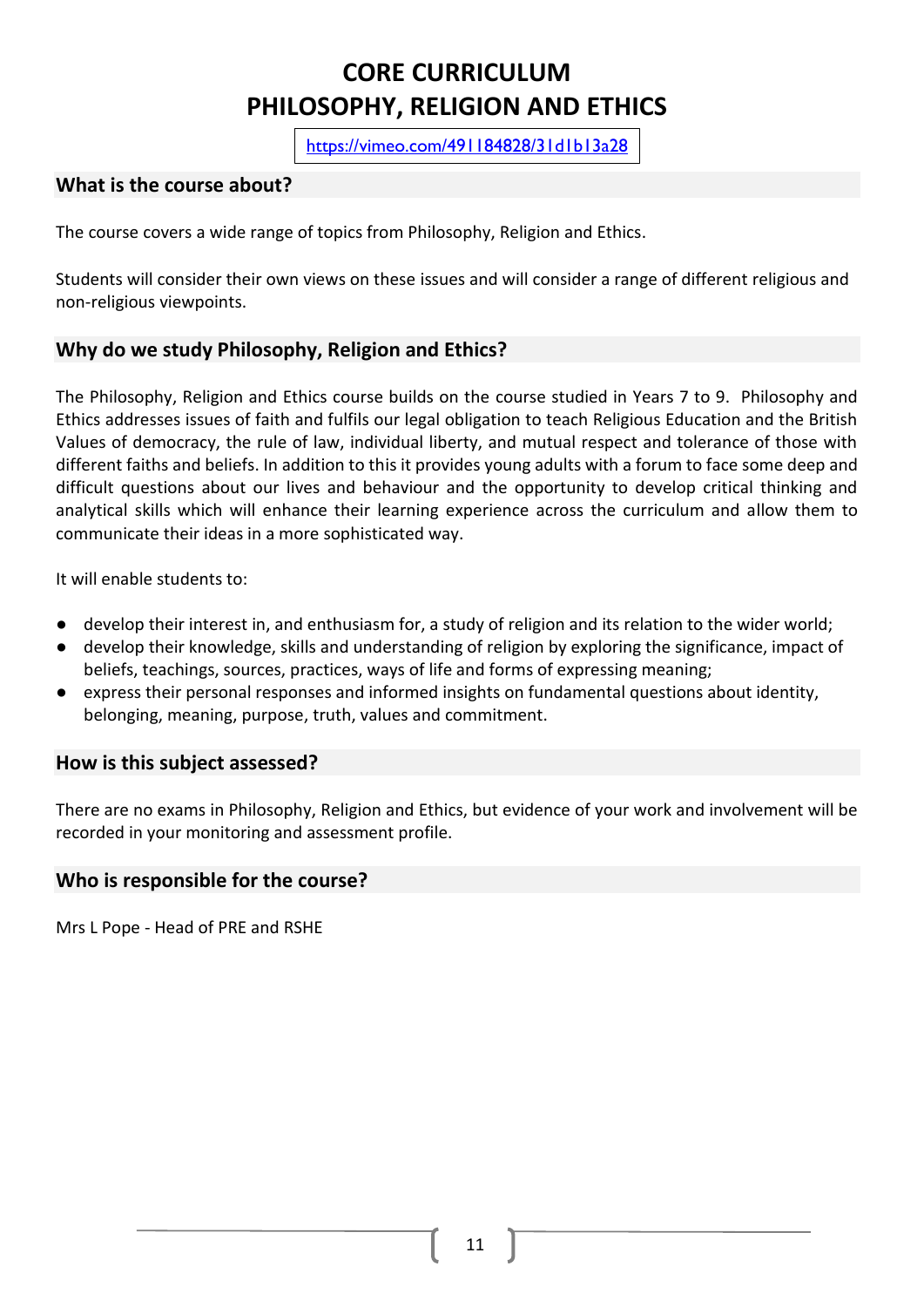# CORE CURRICULUM
# PHILOSOPHY, RELIGION AND ETHICS

https://vimeo.com/491184828/31d1b13a28

## What is the course about?

The course covers a wide range of topics from Philosophy, Religion and Ethics.

Students will consider their own views on these issues and will consider a range of different religious and non-religious viewpoints.

## Why do we study Philosophy, Religion and Ethics?

The Philosophy, Religion and Ethics course builds on the course studied in Years 7 to 9. Philosophy and Ethics addresses issues of faith and fulfils our legal obligation to teach Religious Education and the British Values of democracy, the rule of law, individual liberty, and mutual respect and tolerance of those with different faiths and beliefs. In addition to this it provides young adults with a forum to face some deep and difficult questions about our lives and behaviour and the opportunity to develop critical thinking and analytical skills which will enhance their learning experience across the curriculum and allow them to communicate their ideas in a more sophisticated way.

It will enable students to:

- develop their interest in, and enthusiasm for, a study of religion and its relation to the wider world;
- develop their knowledge, skills and understanding of religion by exploring the significance, impact of beliefs, teachings, sources, practices, ways of life and forms of expressing meaning;
- express their personal responses and informed insights on fundamental questions about identity, belonging, meaning, purpose, truth, values and commitment.

## How is this subject assessed?

There are no exams in Philosophy, Religion and Ethics, but evidence of your work and involvement will be recorded in your monitoring and assessment profile.

## Who is responsible for the course?

Mrs L Pope - Head of PRE and RSHE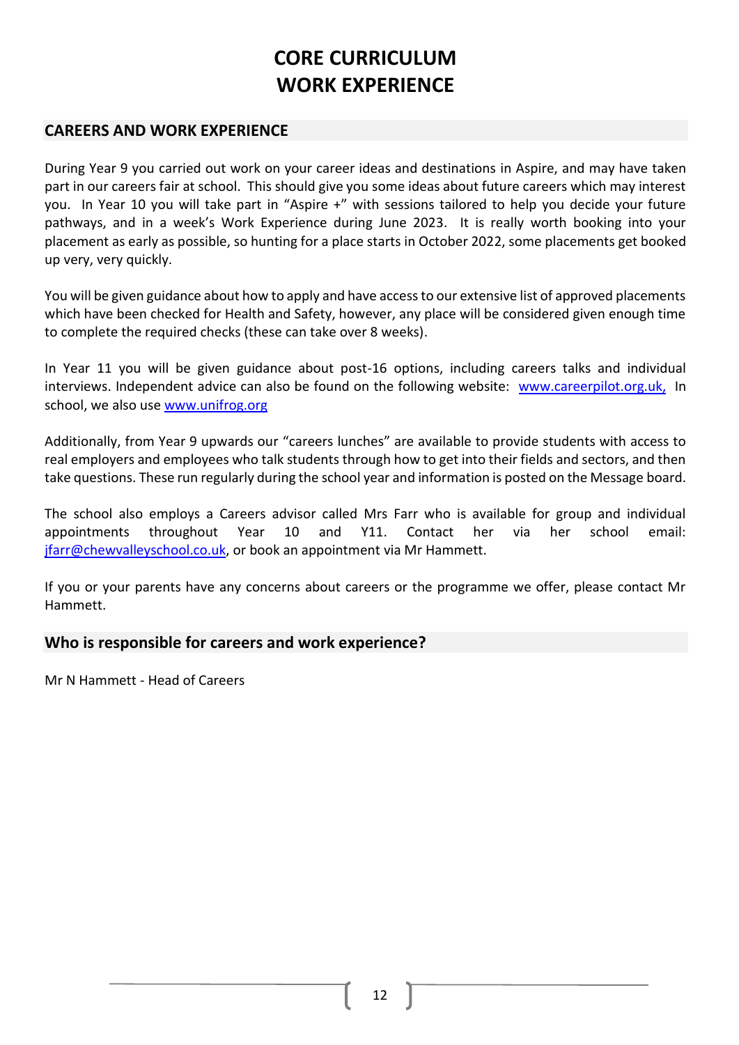# CORE CURRICULUM
# WORK EXPERIENCE

## CAREERS AND WORK EXPERIENCE

During Year 9 you carried out work on your career ideas and destinations in Aspire, and may have taken part in our careers fair at school. This should give you some ideas about future careers which may interest you. In Year 10 you will take part in "Aspire +" with sessions tailored to help you decide your future pathways, and in a week's Work Experience during June 2023. It is really worth booking into your placement as early as possible, so hunting for a place starts in October 2022, some placements get booked up very, very quickly.

You will be given guidance about how to apply and have access to our extensive list of approved placements which have been checked for Health and Safety, however, any place will be considered given enough time to complete the required checks (these can take over 8 weeks).

In Year 11 you will be given guidance about post-16 options, including careers talks and individual interviews. Independent advice can also be found on the following website: www.careerpilot.org.uk, In school, we also use www.unifrog.org

Additionally, from Year 9 upwards our "careers lunches" are available to provide students with access to real employers and employees who talk students through how to get into their fields and sectors, and then take questions. These run regularly during the school year and information is posted on the Message board.

The school also employs a Careers advisor called Mrs Farr who is available for group and individual appointments throughout Year 10 and Y11. Contact her via her school email: jfarr@chewvalleyschool.co.uk, or book an appointment via Mr Hammett.

If you or your parents have any concerns about careers or the programme we offer, please contact Mr Hammett.

## Who is responsible for careers and work experience?

Mr N Hammett - Head of Careers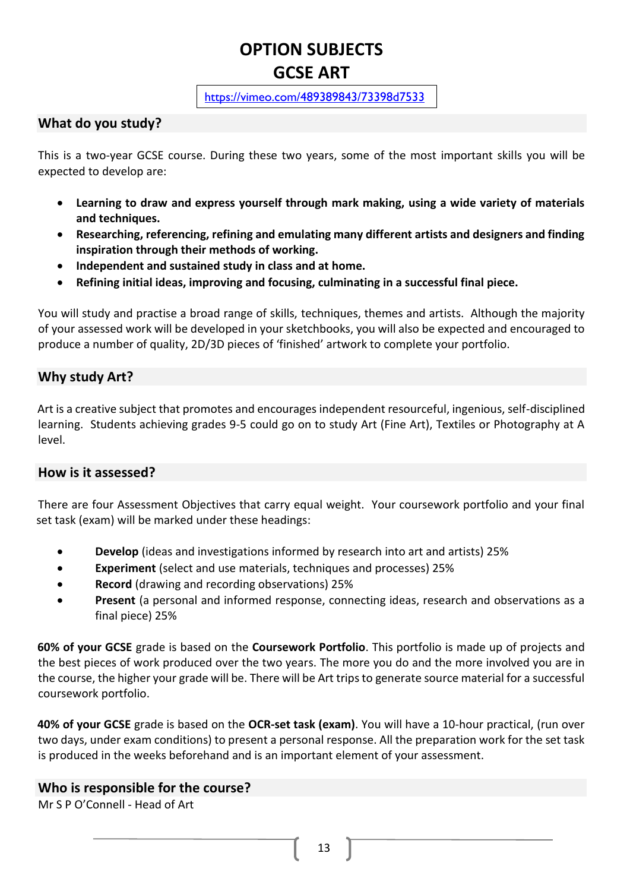# OPTION SUBJECTS

# GCSE ART

https://vimeo.com/489389843/73398d7533

## What do you study?

This is a two-year GCSE course. During these two years, some of the most important skills you will be expected to develop are:

- **Learning to draw and express yourself through mark making, using a wide variety of materials and techniques.**
- **Researching, referencing, refining and emulating many different artists and designers and finding inspiration through their methods of working.**
- **Independent and sustained study in class and at home.**
- **Refining initial ideas, improving and focusing, culminating in a successful final piece.**

You will study and practise a broad range of skills, techniques, themes and artists. Although the majority of your assessed work will be developed in your sketchbooks, you will also be expected and encouraged to produce a number of quality, 2D/3D pieces of 'finished' artwork to complete your portfolio.

## Why study Art?

Art is a creative subject that promotes and encourages independent resourceful, ingenious, self-disciplined learning. Students achieving grades 9-5 could go on to study Art (Fine Art), Textiles or Photography at A level.

## How is it assessed?

There are four Assessment Objectives that carry equal weight. Your coursework portfolio and your final set task (exam) will be marked under these headings:

- **Develop** (ideas and investigations informed by research into art and artists) 25%
- **Experiment** (select and use materials, techniques and processes) 25%
- **Record** (drawing and recording observations) 25%
- **Present** (a personal and informed response, connecting ideas, research and observations as a final piece) 25%

**60% of your GCSE** grade is based on the **Coursework Portfolio**. This portfolio is made up of projects and the best pieces of work produced over the two years. The more you do and the more involved you are in the course, the higher your grade will be. There will be Art trips to generate source material for a successful coursework portfolio.

**40% of your GCSE** grade is based on the **OCR-set task (exam)**. You will have a 10-hour practical, (run over two days, under exam conditions) to present a personal response. All the preparation work for the set task is produced in the weeks beforehand and is an important element of your assessment.

## Who is responsible for the course?

Mr S P O'Connell - Head of Art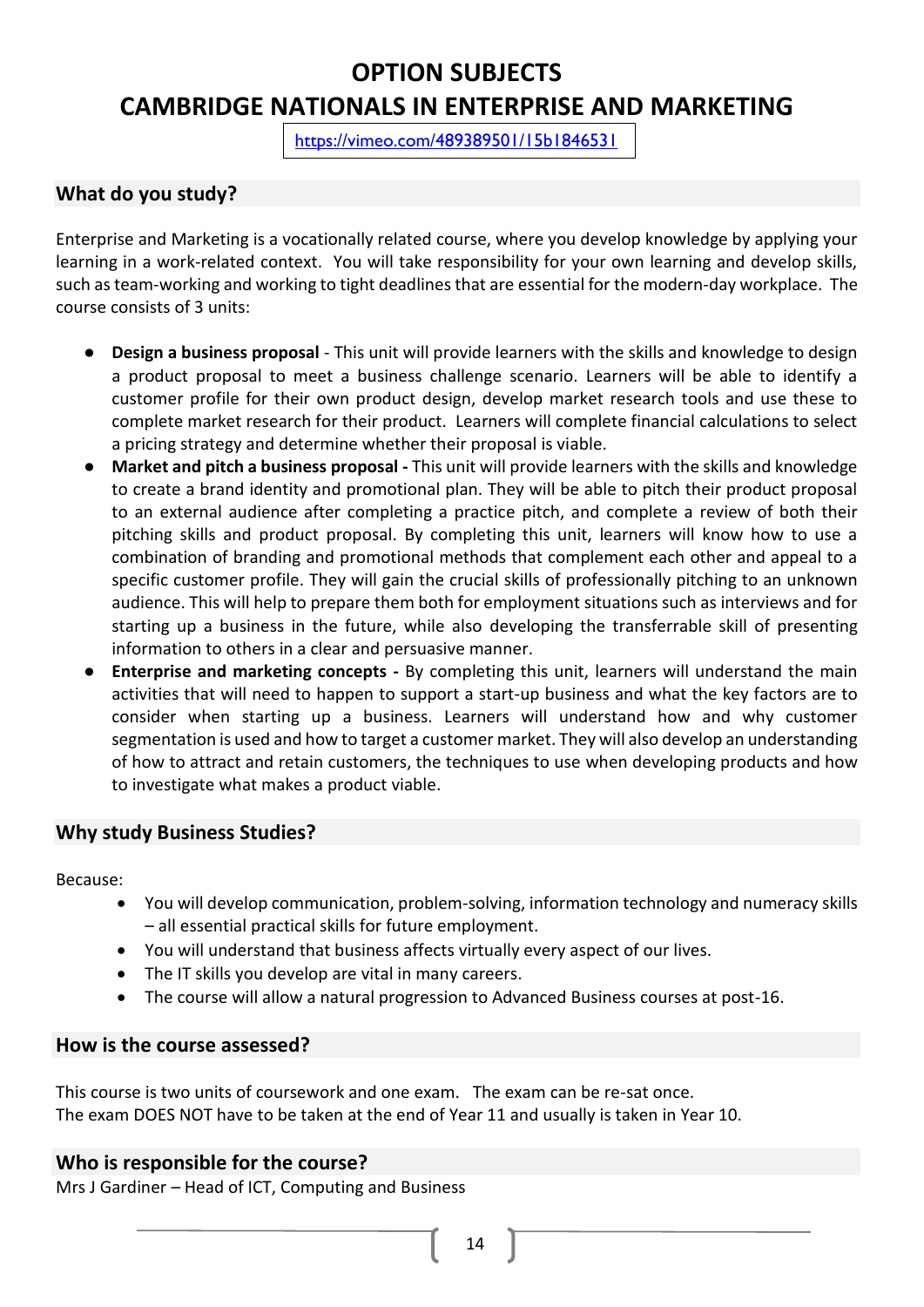# OPTION SUBJECTS

# CAMBRIDGE NATIONALS IN ENTERPRISE AND MARKETING

https://vimeo.com/489389501/15b1846531

## What do you study?

Enterprise and Marketing is a vocationally related course, where you develop knowledge by applying your learning in a work-related context. You will take responsibility for your own learning and develop skills, such as team-working and working to tight deadlines that are essential for the modern-day workplace. The course consists of 3 units:

- **Design a business proposal** - This unit will provide learners with the skills and knowledge to design a product proposal to meet a business challenge scenario. Learners will be able to identify a customer profile for their own product design, develop market research tools and use these to complete market research for their product. Learners will complete financial calculations to select a pricing strategy and determine whether their proposal is viable.
- **Market and pitch a business proposal -** This unit will provide learners with the skills and knowledge to create a brand identity and promotional plan. They will be able to pitch their product proposal to an external audience after completing a practice pitch, and complete a review of both their pitching skills and product proposal. By completing this unit, learners will know how to use a combination of branding and promotional methods that complement each other and appeal to a specific customer profile. They will gain the crucial skills of professionally pitching to an unknown audience. This will help to prepare them both for employment situations such as interviews and for starting up a business in the future, while also developing the transferrable skill of presenting information to others in a clear and persuasive manner.
- **Enterprise and marketing concepts -** By completing this unit, learners will understand the main activities that will need to happen to support a start-up business and what the key factors are to consider when starting up a business. Learners will understand how and why customer segmentation is used and how to target a customer market. They will also develop an understanding of how to attract and retain customers, the techniques to use when developing products and how to investigate what makes a product viable.

## Why study Business Studies?

Because:

- You will develop communication, problem-solving, information technology and numeracy skills – all essential practical skills for future employment.
- You will understand that business affects virtually every aspect of our lives.
- The IT skills you develop are vital in many careers.
- The course will allow a natural progression to Advanced Business courses at post-16.

## How is the course assessed?

This course is two units of coursework and one exam. The exam can be re-sat once.
The exam DOES NOT have to be taken at the end of Year 11 and usually is taken in Year 10.

## Who is responsible for the course?

Mrs J Gardiner – Head of ICT, Computing and Business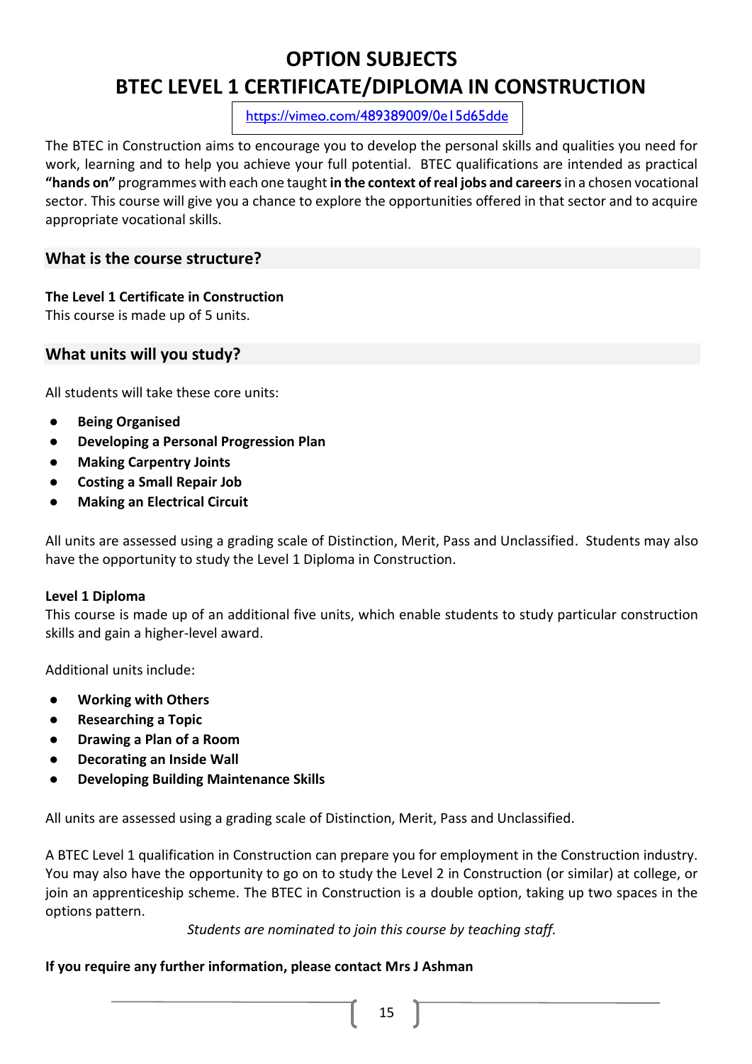# OPTION SUBJECTS
# BTEC LEVEL 1 CERTIFICATE/DIPLOMA IN CONSTRUCTION

https://vimeo.com/489389009/0e15d65dde

The BTEC in Construction aims to encourage you to develop the personal skills and qualities you need for work, learning and to help you achieve your full potential. BTEC qualifications are intended as practical **"hands on"** programmes with each one taught **in the context of real jobs and careers** in a chosen vocational sector. This course will give you a chance to explore the opportunities offered in that sector and to acquire appropriate vocational skills.

## What is the course structure?

**The Level 1 Certificate in Construction**
This course is made up of 5 units.

## What units will you study?

All students will take these core units:

- **Being Organised**
- **Developing a Personal Progression Plan**
- **Making Carpentry Joints**
- **Costing a Small Repair Job**
- **Making an Electrical Circuit**

All units are assessed using a grading scale of Distinction, Merit, Pass and Unclassified. Students may also have the opportunity to study the Level 1 Diploma in Construction.

**Level 1 Diploma**
This course is made up of an additional five units, which enable students to study particular construction skills and gain a higher-level award.

Additional units include:

- **Working with Others**
- **Researching a Topic**
- **Drawing a Plan of a Room**
- **Decorating an Inside Wall**
- **Developing Building Maintenance Skills**

All units are assessed using a grading scale of Distinction, Merit, Pass and Unclassified.

A BTEC Level 1 qualification in Construction can prepare you for employment in the Construction industry. You may also have the opportunity to go on to study the Level 2 in Construction (or similar) at college, or join an apprenticeship scheme. The BTEC in Construction is a double option, taking up two spaces in the options pattern.

*Students are nominated to join this course by teaching staff.*

**If you require any further information, please contact Mrs J Ashman**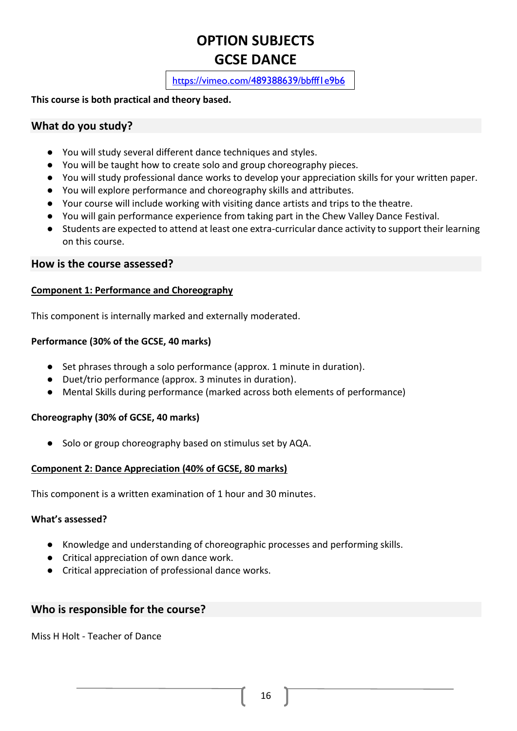# OPTION SUBJECTS
# GCSE DANCE

https://vimeo.com/489388639/bbfff1e9b6

**This course is both practical and theory based.**

## What do you study?

- You will study several different dance techniques and styles.
- You will be taught how to create solo and group choreography pieces.
- You will study professional dance works to develop your appreciation skills for your written paper.
- You will explore performance and choreography skills and attributes.
- Your course will include working with visiting dance artists and trips to the theatre.
- You will gain performance experience from taking part in the Chew Valley Dance Festival.
- Students are expected to attend at least one extra-curricular dance activity to support their learning on this course.

## How is the course assessed?

### Component 1: Performance and Choreography

This component is internally marked and externally moderated.

**Performance (30% of the GCSE, 40 marks)**

- Set phrases through a solo performance (approx. 1 minute in duration).
- Duet/trio performance (approx. 3 minutes in duration).
- Mental Skills during performance (marked across both elements of performance)

**Choreography (30% of GCSE, 40 marks)**

- Solo or group choreography based on stimulus set by AQA.

### Component 2: Dance Appreciation (40% of GCSE, 80 marks)

This component is a written examination of 1 hour and 30 minutes.

**What's assessed?**

- Knowledge and understanding of choreographic processes and performing skills.
- Critical appreciation of own dance work.
- Critical appreciation of professional dance works.

## Who is responsible for the course?

Miss H Holt - Teacher of Dance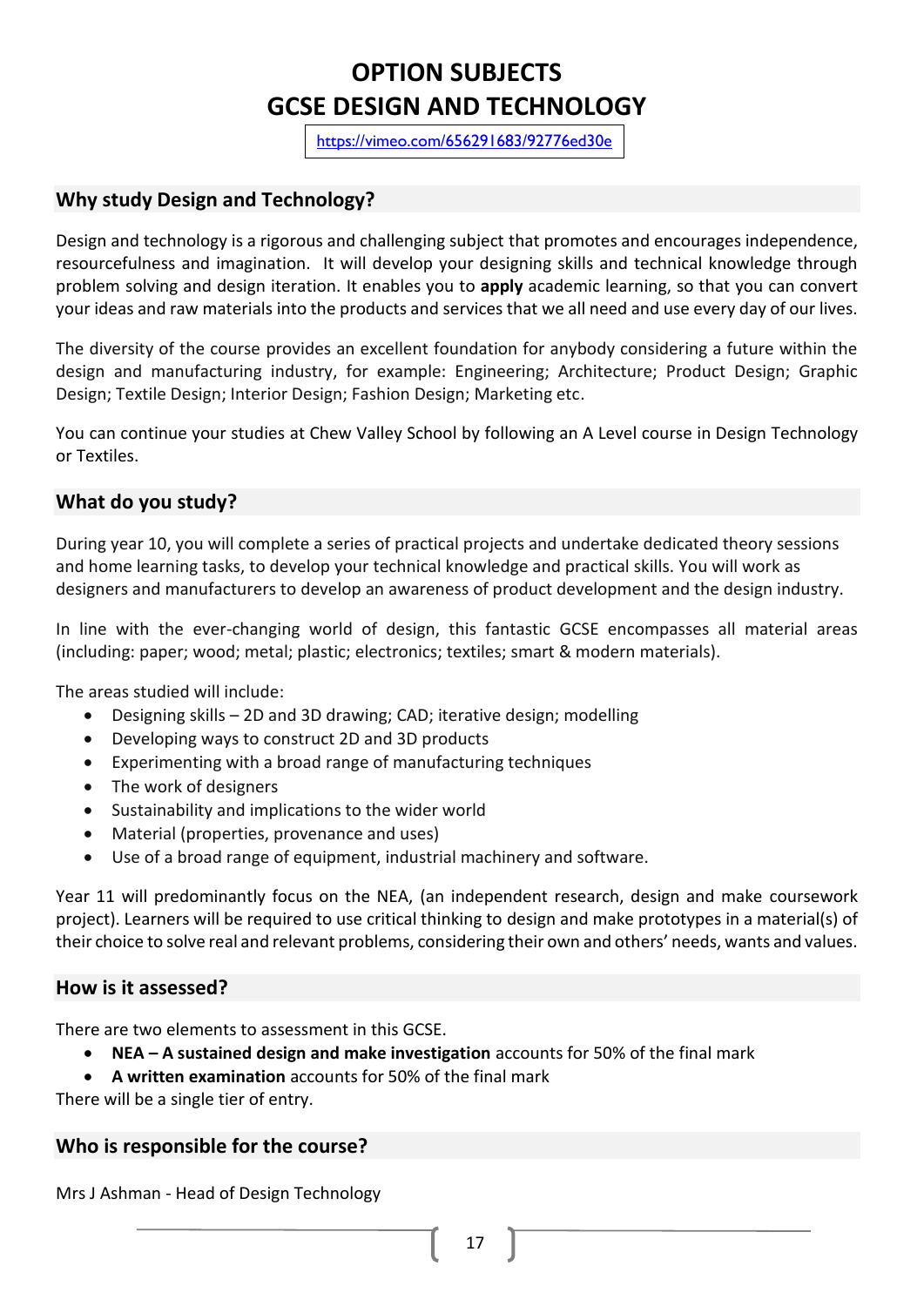# OPTION SUBJECTS
# GCSE DESIGN AND TECHNOLOGY

https://vimeo.com/656291683/92776ed30e

## Why study Design and Technology?

Design and technology is a rigorous and challenging subject that promotes and encourages independence, resourcefulness and imagination. It will develop your designing skills and technical knowledge through problem solving and design iteration. It enables you to **apply** academic learning, so that you can convert your ideas and raw materials into the products and services that we all need and use every day of our lives.

The diversity of the course provides an excellent foundation for anybody considering a future within the design and manufacturing industry, for example: Engineering; Architecture; Product Design; Graphic Design; Textile Design; Interior Design; Fashion Design; Marketing etc.

You can continue your studies at Chew Valley School by following an A Level course in Design Technology or Textiles.

## What do you study?

During year 10, you will complete a series of practical projects and undertake dedicated theory sessions and home learning tasks, to develop your technical knowledge and practical skills. You will work as designers and manufacturers to develop an awareness of product development and the design industry.

In line with the ever-changing world of design, this fantastic GCSE encompasses all material areas (including: paper; wood; metal; plastic; electronics; textiles; smart & modern materials).

The areas studied will include:

- Designing skills – 2D and 3D drawing; CAD; iterative design; modelling
- Developing ways to construct 2D and 3D products
- Experimenting with a broad range of manufacturing techniques
- The work of designers
- Sustainability and implications to the wider world
- Material (properties, provenance and uses)
- Use of a broad range of equipment, industrial machinery and software.

Year 11 will predominantly focus on the NEA, (an independent research, design and make coursework project). Learners will be required to use critical thinking to design and make prototypes in a material(s) of their choice to solve real and relevant problems, considering their own and others' needs, wants and values.

## How is it assessed?

There are two elements to assessment in this GCSE.

- **NEA – A sustained design and make investigation** accounts for 50% of the final mark
- **A written examination** accounts for 50% of the final mark

There will be a single tier of entry.

## Who is responsible for the course?

Mrs J Ashman - Head of Design Technology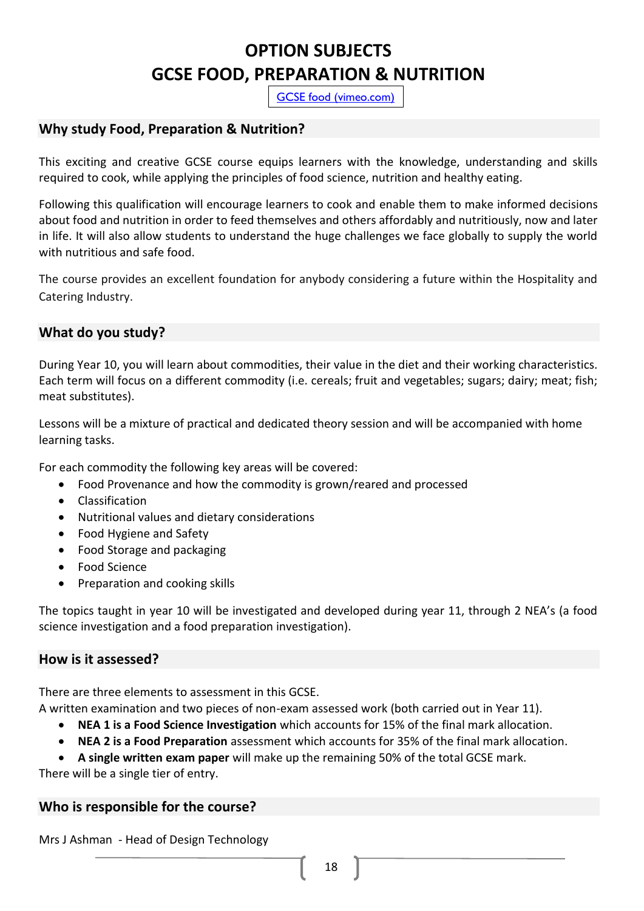# OPTION SUBJECTS
# GCSE FOOD, PREPARATION & NUTRITION

GCSE food (vimeo.com)

## Why study Food, Preparation & Nutrition?

This exciting and creative GCSE course equips learners with the knowledge, understanding and skills required to cook, while applying the principles of food science, nutrition and healthy eating.

Following this qualification will encourage learners to cook and enable them to make informed decisions about food and nutrition in order to feed themselves and others affordably and nutritiously, now and later in life. It will also allow students to understand the huge challenges we face globally to supply the world with nutritious and safe food.

The course provides an excellent foundation for anybody considering a future within the Hospitality and Catering Industry.

## What do you study?

During Year 10, you will learn about commodities, their value in the diet and their working characteristics. Each term will focus on a different commodity (i.e. cereals; fruit and vegetables; sugars; dairy; meat; fish; meat substitutes).

Lessons will be a mixture of practical and dedicated theory session and will be accompanied with home learning tasks.

For each commodity the following key areas will be covered:

- Food Provenance and how the commodity is grown/reared and processed
- Classification
- Nutritional values and dietary considerations
- Food Hygiene and Safety
- Food Storage and packaging
- Food Science
- Preparation and cooking skills

The topics taught in year 10 will be investigated and developed during year 11, through 2 NEA's (a food science investigation and a food preparation investigation).

## How is it assessed?

There are three elements to assessment in this GCSE.
A written examination and two pieces of non-exam assessed work (both carried out in Year 11).

- **NEA 1 is a Food Science Investigation** which accounts for 15% of the final mark allocation.
- **NEA 2 is a Food Preparation** assessment which accounts for 35% of the final mark allocation.
- **A single written exam paper** will make up the remaining 50% of the total GCSE mark.

There will be a single tier of entry.

## Who is responsible for the course?

Mrs J Ashman - Head of Design Technology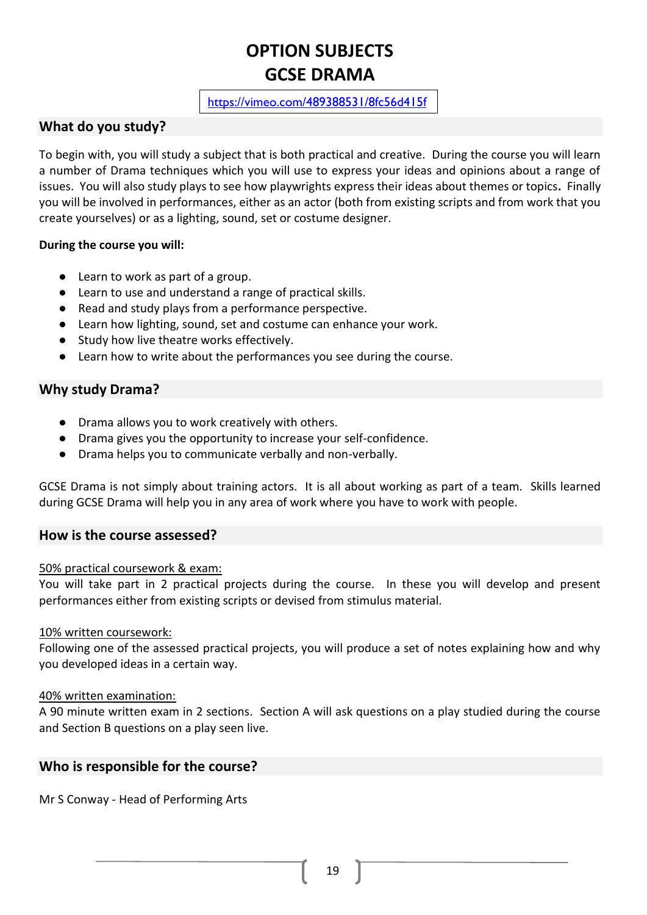# OPTION SUBJECTS
# GCSE DRAMA

https://vimeo.com/489388531/8fc56d415f

## What do you study?

To begin with, you will study a subject that is both practical and creative. During the course you will learn a number of Drama techniques which you will use to express your ideas and opinions about a range of issues. You will also study plays to see how playwrights express their ideas about themes or topics. Finally you will be involved in performances, either as an actor (both from existing scripts and from work that you create yourselves) or as a lighting, sound, set or costume designer.

**During the course you will:**

- Learn to work as part of a group.
- Learn to use and understand a range of practical skills.
- Read and study plays from a performance perspective.
- Learn how lighting, sound, set and costume can enhance your work.
- Study how live theatre works effectively.
- Learn how to write about the performances you see during the course.

## Why study Drama?

- Drama allows you to work creatively with others.
- Drama gives you the opportunity to increase your self-confidence.
- Drama helps you to communicate verbally and non-verbally.

GCSE Drama is not simply about training actors. It is all about working as part of a team. Skills learned during GCSE Drama will help you in any area of work where you have to work with people.

## How is the course assessed?

<u>50% practical coursework & exam:</u>
You will take part in 2 practical projects during the course. In these you will develop and present performances either from existing scripts or devised from stimulus material.

<u>10% written coursework:</u>
Following one of the assessed practical projects, you will produce a set of notes explaining how and why you developed ideas in a certain way.

<u>40% written examination:</u>
A 90 minute written exam in 2 sections. Section A will ask questions on a play studied during the course and Section B questions on a play seen live.

## Who is responsible for the course?

Mr S Conway - Head of Performing Arts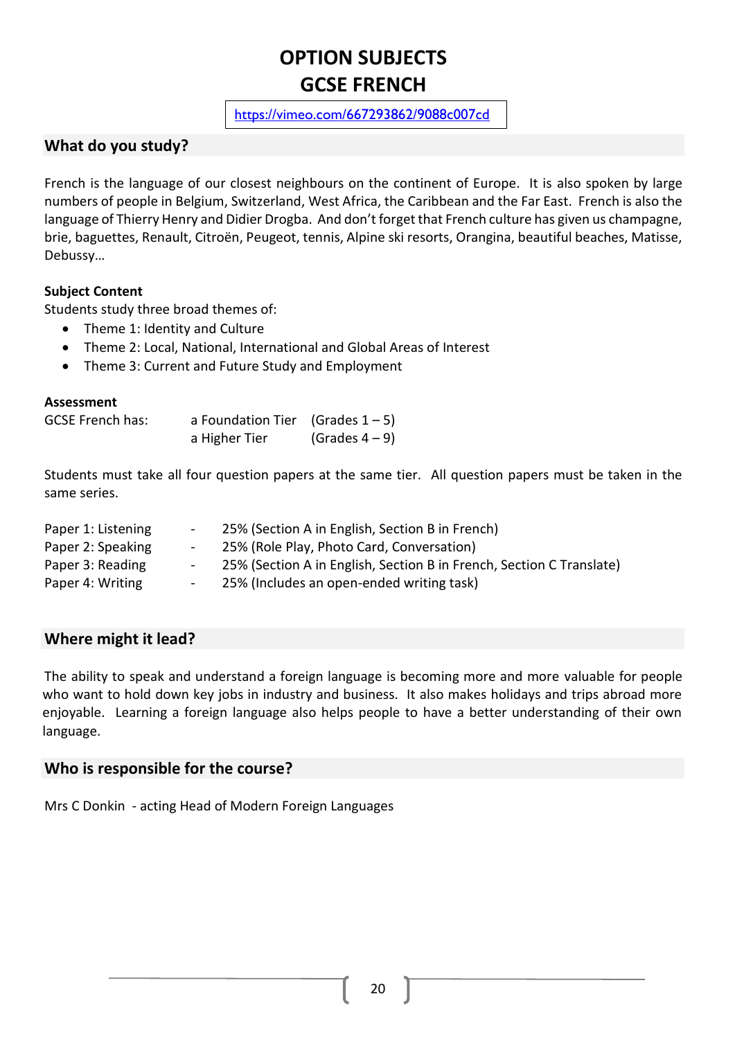# OPTION SUBJECTS
# GCSE FRENCH

https://vimeo.com/667293862/9088c007cd

## What do you study?

French is the language of our closest neighbours on the continent of Europe. It is also spoken by large numbers of people in Belgium, Switzerland, West Africa, the Caribbean and the Far East. French is also the language of Thierry Henry and Didier Drogba. And don't forget that French culture has given us champagne, brie, baguettes, Renault, Citroën, Peugeot, tennis, Alpine ski resorts, Orangina, beautiful beaches, Matisse, Debussy…

**Subject Content**

Students study three broad themes of:

- Theme 1: Identity and Culture
- Theme 2: Local, National, International and Global Areas of Interest
- Theme 3: Current and Future Study and Employment

**Assessment**

| GCSE French has: | a Foundation Tier | (Grades 1 – 5) |
|---|---|---|
| | a Higher Tier | (Grades 4 – 9) |

Students must take all four question papers at the same tier. All question papers must be taken in the same series.

| | | |
|---|---|---|
| Paper 1: Listening | - | 25% (Section A in English, Section B in French) |
| Paper 2: Speaking | - | 25% (Role Play, Photo Card, Conversation) |
| Paper 3: Reading | - | 25% (Section A in English, Section B in French, Section C Translate) |
| Paper 4: Writing | - | 25% (Includes an open-ended writing task) |

## Where might it lead?

The ability to speak and understand a foreign language is becoming more and more valuable for people who want to hold down key jobs in industry and business. It also makes holidays and trips abroad more enjoyable. Learning a foreign language also helps people to have a better understanding of their own language.

## Who is responsible for the course?

Mrs C Donkin - acting Head of Modern Foreign Languages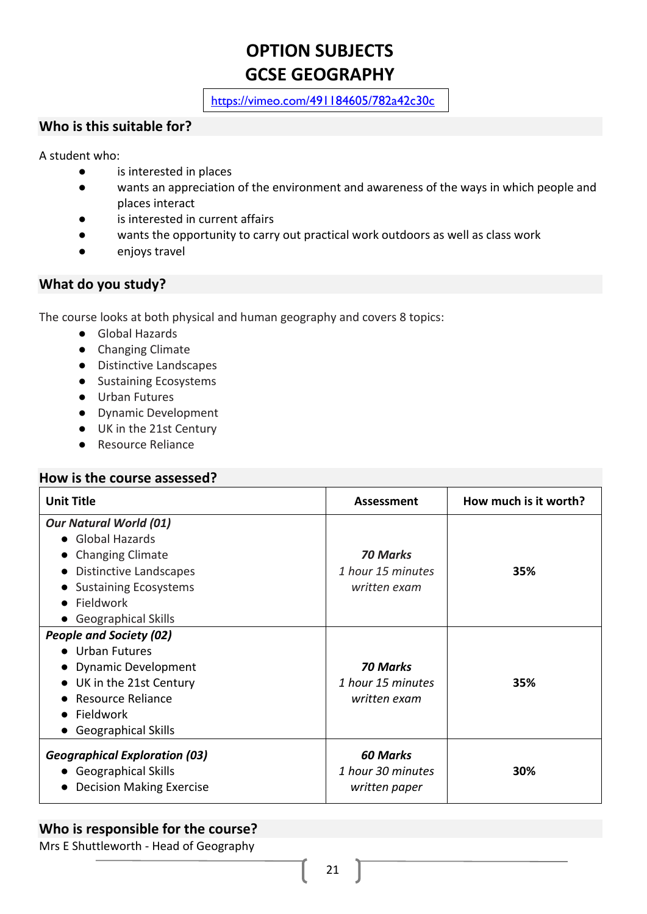# OPTION SUBJECTS
# GCSE GEOGRAPHY

https://vimeo.com/491184605/782a42c30c

## Who is this suitable for?

A student who:

- is interested in places
- wants an appreciation of the environment and awareness of the ways in which people and places interact
- is interested in current affairs
- wants the opportunity to carry out practical work outdoors as well as class work
- enjoys travel

## What do you study?

The course looks at both physical and human geography and covers 8 topics:

- Global Hazards
- Changing Climate
- Distinctive Landscapes
- Sustaining Ecosystems
- Urban Futures
- Dynamic Development
- UK in the 21st Century
- Resource Reliance

## How is the course assessed?

| Unit Title | Assessment | How much is it worth? |
|---|---|---|
| ***Our Natural World (01)***<br>• Global Hazards<br>• Changing Climate<br>• Distinctive Landscapes<br>• Sustaining Ecosystems<br>• Fieldwork<br>• Geographical Skills | ***70 Marks***<br>*1 hour 15 minutes written exam* | **35%** |
| ***People and Society (02)***<br>• Urban Futures<br>• Dynamic Development<br>• UK in the 21st Century<br>• Resource Reliance<br>• Fieldwork<br>• Geographical Skills | ***70 Marks***<br>*1 hour 15 minutes written exam* | **35%** |
| ***Geographical Exploration (03)***<br>• Geographical Skills<br>• Decision Making Exercise | ***60 Marks***<br>*1 hour 30 minutes written paper* | **30%** |

## Who is responsible for the course?

Mrs E Shuttleworth - Head of Geography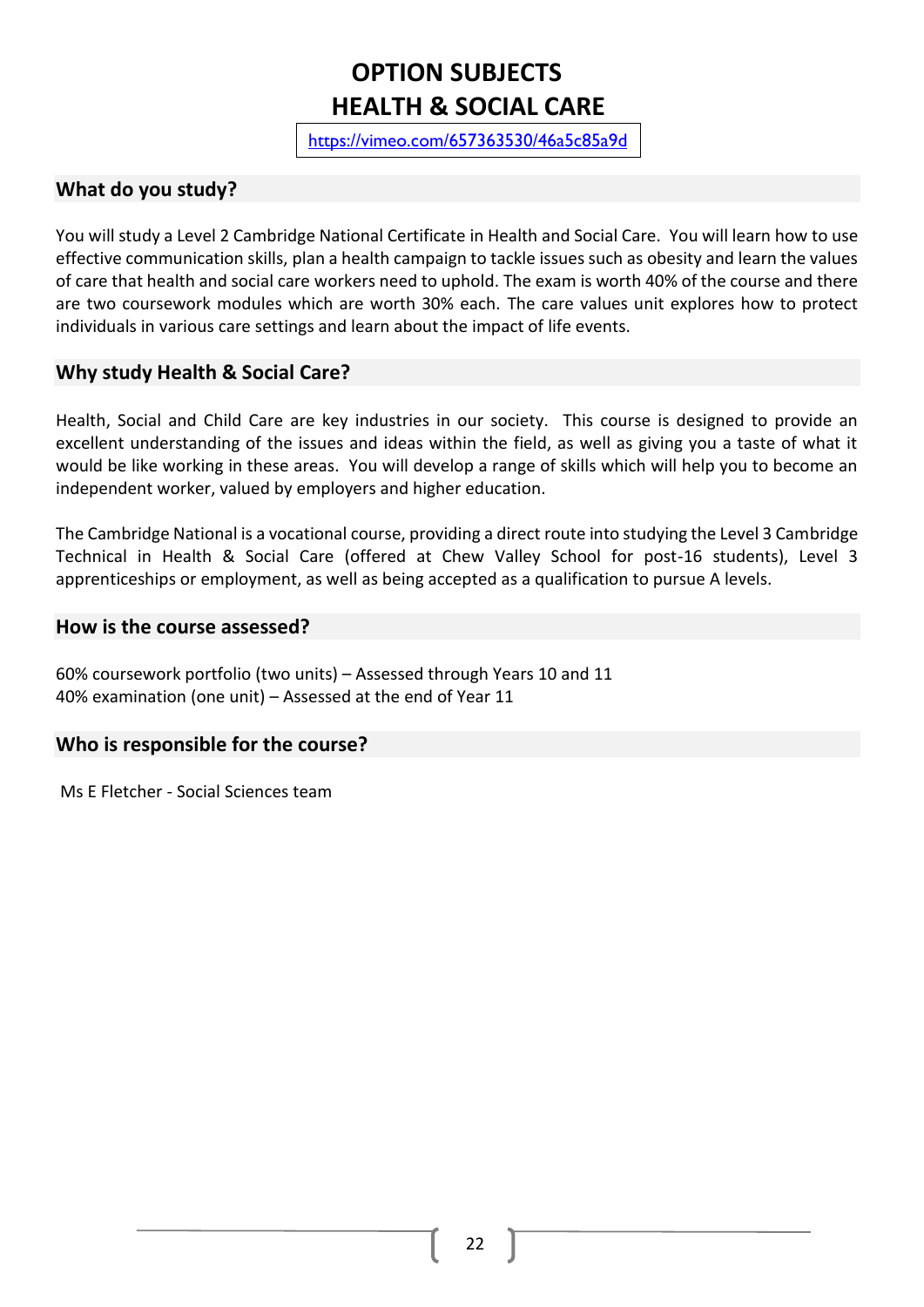# OPTION SUBJECTS
# HEALTH & SOCIAL CARE

https://vimeo.com/657363530/46a5c85a9d

## What do you study?

You will study a Level 2 Cambridge National Certificate in Health and Social Care. You will learn how to use effective communication skills, plan a health campaign to tackle issues such as obesity and learn the values of care that health and social care workers need to uphold. The exam is worth 40% of the course and there are two coursework modules which are worth 30% each. The care values unit explores how to protect individuals in various care settings and learn about the impact of life events.

## Why study Health & Social Care?

Health, Social and Child Care are key industries in our society. This course is designed to provide an excellent understanding of the issues and ideas within the field, as well as giving you a taste of what it would be like working in these areas. You will develop a range of skills which will help you to become an independent worker, valued by employers and higher education.

The Cambridge National is a vocational course, providing a direct route into studying the Level 3 Cambridge Technical in Health & Social Care (offered at Chew Valley School for post-16 students), Level 3 apprenticeships or employment, as well as being accepted as a qualification to pursue A levels.

## How is the course assessed?

60% coursework portfolio (two units) – Assessed through Years 10 and 11
40% examination (one unit) – Assessed at the end of Year 11

## Who is responsible for the course?

Ms E Fletcher - Social Sciences team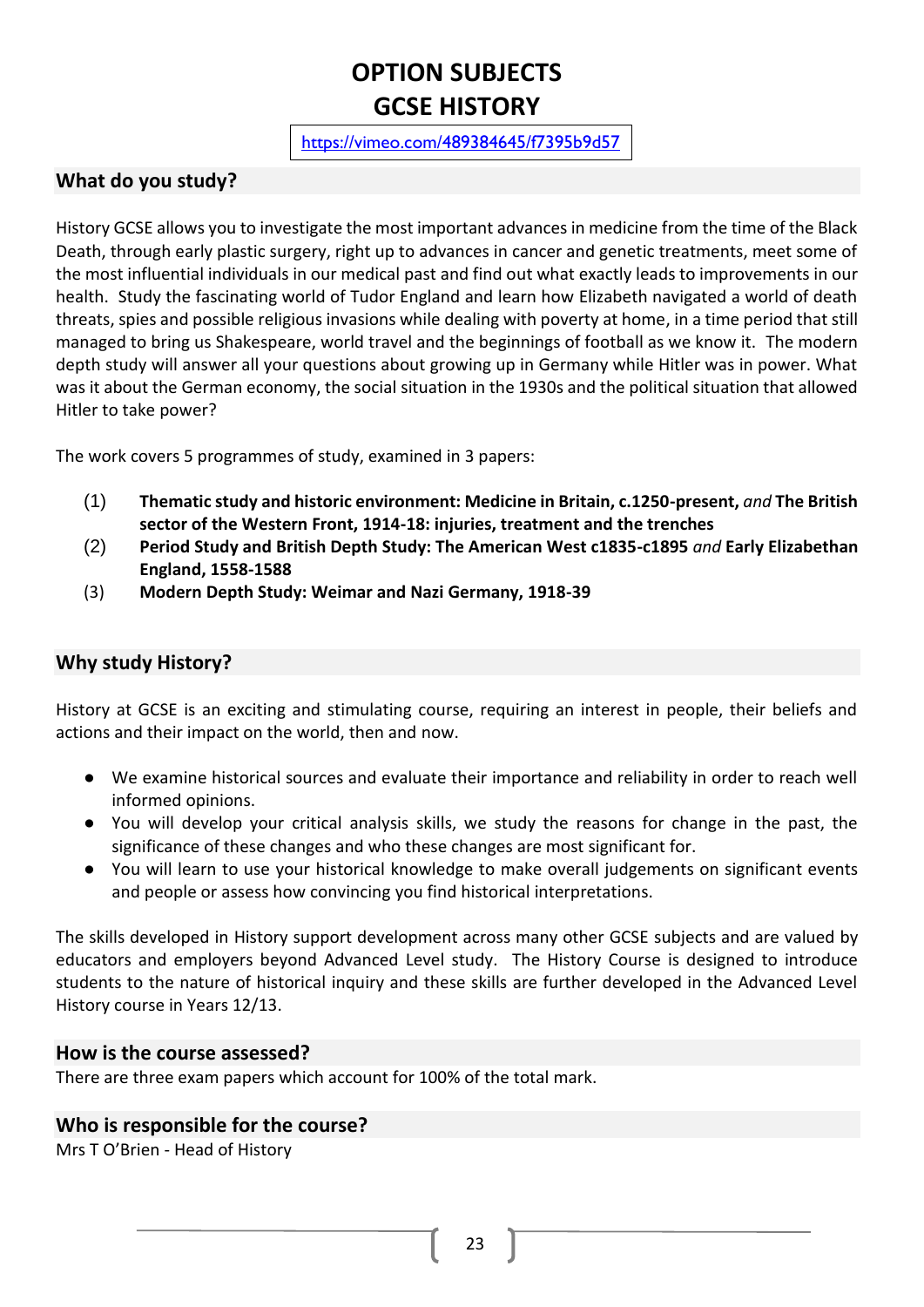# OPTION SUBJECTS
# GCSE HISTORY

https://vimeo.com/489384645/f7395b9d57

## What do you study?

History GCSE allows you to investigate the most important advances in medicine from the time of the Black Death, through early plastic surgery, right up to advances in cancer and genetic treatments, meet some of the most influential individuals in our medical past and find out what exactly leads to improvements in our health. Study the fascinating world of Tudor England and learn how Elizabeth navigated a world of death threats, spies and possible religious invasions while dealing with poverty at home, in a time period that still managed to bring us Shakespeare, world travel and the beginnings of football as we know it. The modern depth study will answer all your questions about growing up in Germany while Hitler was in power. What was it about the German economy, the social situation in the 1930s and the political situation that allowed Hitler to take power?

The work covers 5 programmes of study, examined in 3 papers:

(1) **Thematic study and historic environment: Medicine in Britain, c.1250-present,** *and* **The British sector of the Western Front, 1914-18: injuries, treatment and the trenches**

(2) **Period Study and British Depth Study: The American West c1835-c1895** *and* **Early Elizabethan England, 1558-1588**

(3) **Modern Depth Study: Weimar and Nazi Germany, 1918-39**

## Why study History?

History at GCSE is an exciting and stimulating course, requiring an interest in people, their beliefs and actions and their impact on the world, then and now.

- We examine historical sources and evaluate their importance and reliability in order to reach well informed opinions.
- You will develop your critical analysis skills, we study the reasons for change in the past, the significance of these changes and who these changes are most significant for.
- You will learn to use your historical knowledge to make overall judgements on significant events and people or assess how convincing you find historical interpretations.

The skills developed in History support development across many other GCSE subjects and are valued by educators and employers beyond Advanced Level study. The History Course is designed to introduce students to the nature of historical inquiry and these skills are further developed in the Advanced Level History course in Years 12/13.

## How is the course assessed?

There are three exam papers which account for 100% of the total mark.

## Who is responsible for the course?

Mrs T O'Brien - Head of History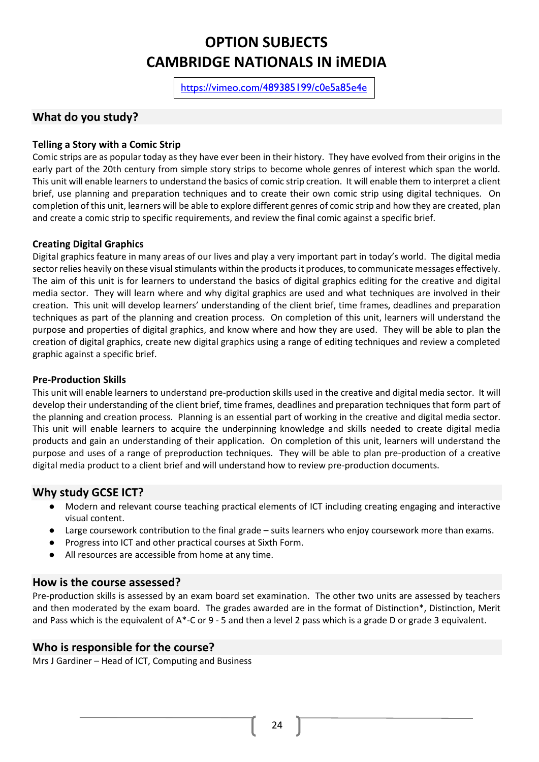# OPTION SUBJECTS
# CAMBRIDGE NATIONALS IN iMEDIA

https://vimeo.com/489385199/c0e5a85e4e

## What do you study?

### Telling a Story with a Comic Strip

Comic strips are as popular today as they have ever been in their history. They have evolved from their origins in the early part of the 20th century from simple story strips to become whole genres of interest which span the world. This unit will enable learners to understand the basics of comic strip creation. It will enable them to interpret a client brief, use planning and preparation techniques and to create their own comic strip using digital techniques. On completion of this unit, learners will be able to explore different genres of comic strip and how they are created, plan and create a comic strip to specific requirements, and review the final comic against a specific brief.

### Creating Digital Graphics

Digital graphics feature in many areas of our lives and play a very important part in today's world. The digital media sector relies heavily on these visual stimulants within the products it produces, to communicate messages effectively. The aim of this unit is for learners to understand the basics of digital graphics editing for the creative and digital media sector. They will learn where and why digital graphics are used and what techniques are involved in their creation. This unit will develop learners' understanding of the client brief, time frames, deadlines and preparation techniques as part of the planning and creation process. On completion of this unit, learners will understand the purpose and properties of digital graphics, and know where and how they are used. They will be able to plan the creation of digital graphics, create new digital graphics using a range of editing techniques and review a completed graphic against a specific brief.

### Pre-Production Skills

This unit will enable learners to understand pre-production skills used in the creative and digital media sector. It will develop their understanding of the client brief, time frames, deadlines and preparation techniques that form part of the planning and creation process. Planning is an essential part of working in the creative and digital media sector. This unit will enable learners to acquire the underpinning knowledge and skills needed to create digital media products and gain an understanding of their application. On completion of this unit, learners will understand the purpose and uses of a range of preproduction techniques. They will be able to plan pre-production of a creative digital media product to a client brief and will understand how to review pre-production documents.

## Why study GCSE ICT?

- Modern and relevant course teaching practical elements of ICT including creating engaging and interactive visual content.
- Large coursework contribution to the final grade – suits learners who enjoy coursework more than exams.
- Progress into ICT and other practical courses at Sixth Form.
- All resources are accessible from home at any time.

## How is the course assessed?

Pre-production skills is assessed by an exam board set examination. The other two units are assessed by teachers and then moderated by the exam board. The grades awarded are in the format of Distinction*, Distinction, Merit and Pass which is the equivalent of A*-C or 9 - 5 and then a level 2 pass which is a grade D or grade 3 equivalent.

## Who is responsible for the course?

Mrs J Gardiner – Head of ICT, Computing and Business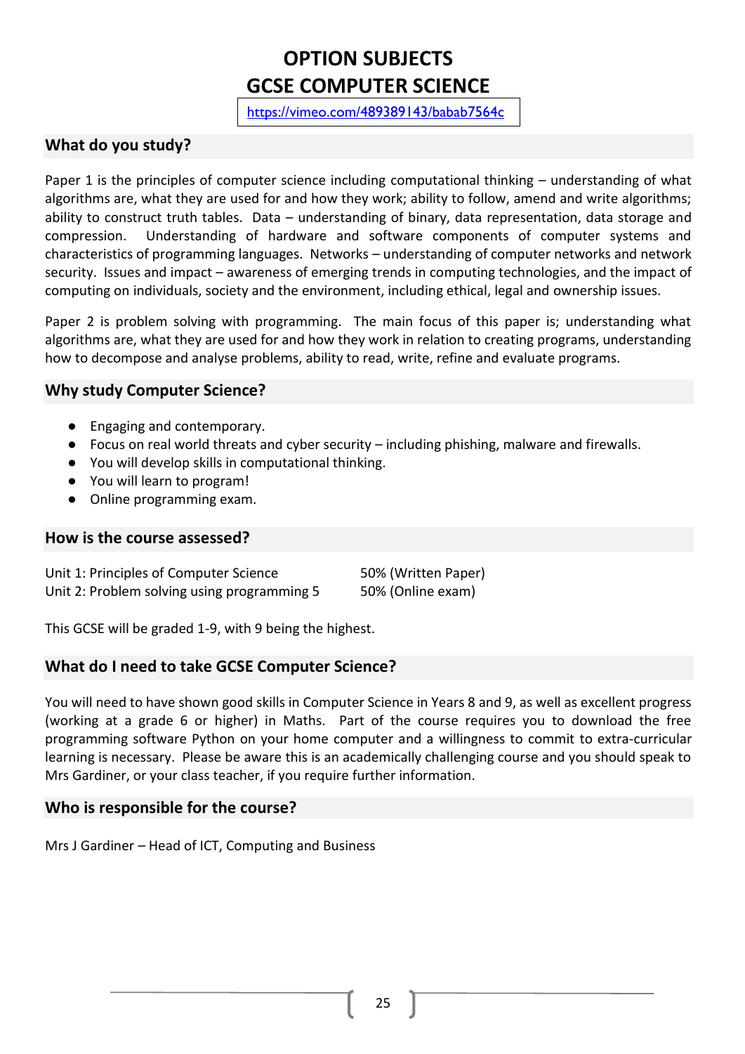# OPTION SUBJECTS
# GCSE COMPUTER SCIENCE

https://vimeo.com/489389143/babab7564c

## What do you study?

Paper 1 is the principles of computer science including computational thinking – understanding of what algorithms are, what they are used for and how they work; ability to follow, amend and write algorithms; ability to construct truth tables. Data – understanding of binary, data representation, data storage and compression. Understanding of hardware and software components of computer systems and characteristics of programming languages. Networks – understanding of computer networks and network security. Issues and impact – awareness of emerging trends in computing technologies, and the impact of computing on individuals, society and the environment, including ethical, legal and ownership issues.

Paper 2 is problem solving with programming. The main focus of this paper is; understanding what algorithms are, what they are used for and how they work in relation to creating programs, understanding how to decompose and analyse problems, ability to read, write, refine and evaluate programs.

## Why study Computer Science?

- Engaging and contemporary.
- Focus on real world threats and cyber security – including phishing, malware and firewalls.
- You will develop skills in computational thinking.
- You will learn to program!
- Online programming exam.

## How is the course assessed?

| | |
|---|---|
| Unit 1: Principles of Computer Science | 50% (Written Paper) |
| Unit 2: Problem solving using programming 5 | 50% (Online exam) |

This GCSE will be graded 1-9, with 9 being the highest.

## What do I need to take GCSE Computer Science?

You will need to have shown good skills in Computer Science in Years 8 and 9, as well as excellent progress (working at a grade 6 or higher) in Maths. Part of the course requires you to download the free programming software Python on your home computer and a willingness to commit to extra-curricular learning is necessary. Please be aware this is an academically challenging course and you should speak to Mrs Gardiner, or your class teacher, if you require further information.

## Who is responsible for the course?

Mrs J Gardiner – Head of ICT, Computing and Business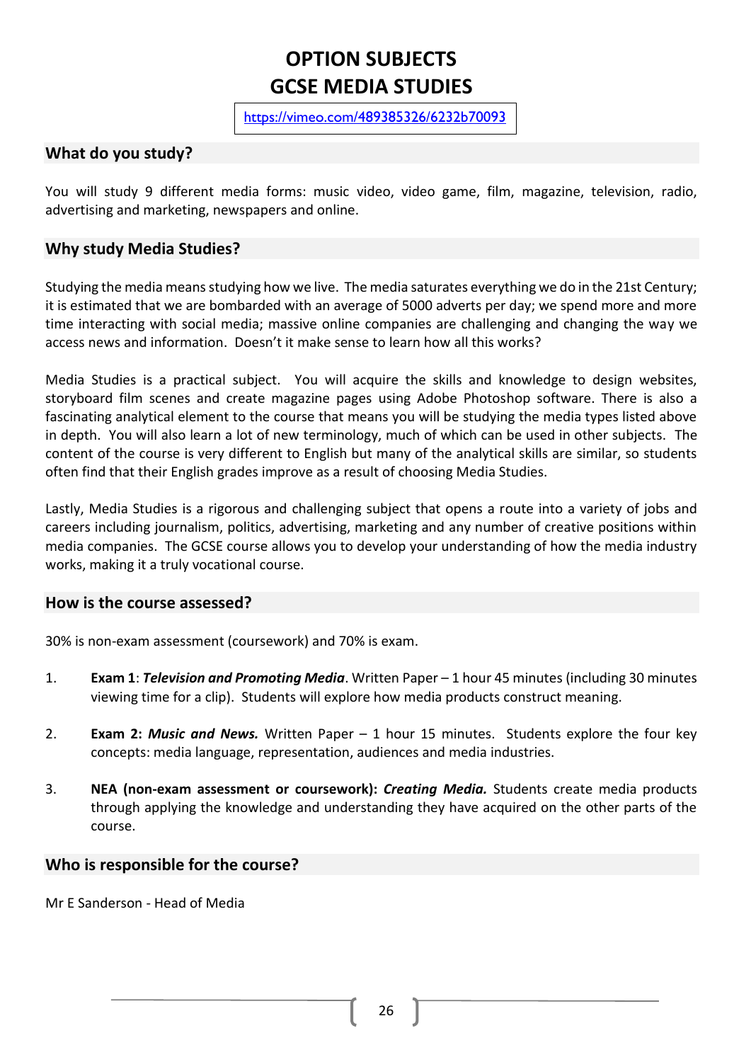# OPTION SUBJECTS
# GCSE MEDIA STUDIES

https://vimeo.com/489385326/6232b70093

## What do you study?

You will study 9 different media forms: music video, video game, film, magazine, television, radio, advertising and marketing, newspapers and online.

## Why study Media Studies?

Studying the media means studying how we live. The media saturates everything we do in the 21st Century; it is estimated that we are bombarded with an average of 5000 adverts per day; we spend more and more time interacting with social media; massive online companies are challenging and changing the way we access news and information. Doesn't it make sense to learn how all this works?

Media Studies is a practical subject. You will acquire the skills and knowledge to design websites, storyboard film scenes and create magazine pages using Adobe Photoshop software. There is also a fascinating analytical element to the course that means you will be studying the media types listed above in depth. You will also learn a lot of new terminology, much of which can be used in other subjects. The content of the course is very different to English but many of the analytical skills are similar, so students often find that their English grades improve as a result of choosing Media Studies.

Lastly, Media Studies is a rigorous and challenging subject that opens a route into a variety of jobs and careers including journalism, politics, advertising, marketing and any number of creative positions within media companies. The GCSE course allows you to develop your understanding of how the media industry works, making it a truly vocational course.

## How is the course assessed?

30% is non-exam assessment (coursework) and 70% is exam.

1. **Exam 1**: ***Television and Promoting Media***. Written Paper – 1 hour 45 minutes (including 30 minutes viewing time for a clip). Students will explore how media products construct meaning.

2. **Exam 2:** ***Music and News.*** Written Paper – 1 hour 15 minutes. Students explore the four key concepts: media language, representation, audiences and media industries.

3. **NEA (non-exam assessment or coursework):** ***Creating Media.*** Students create media products through applying the knowledge and understanding they have acquired on the other parts of the course.

## Who is responsible for the course?

Mr E Sanderson - Head of Media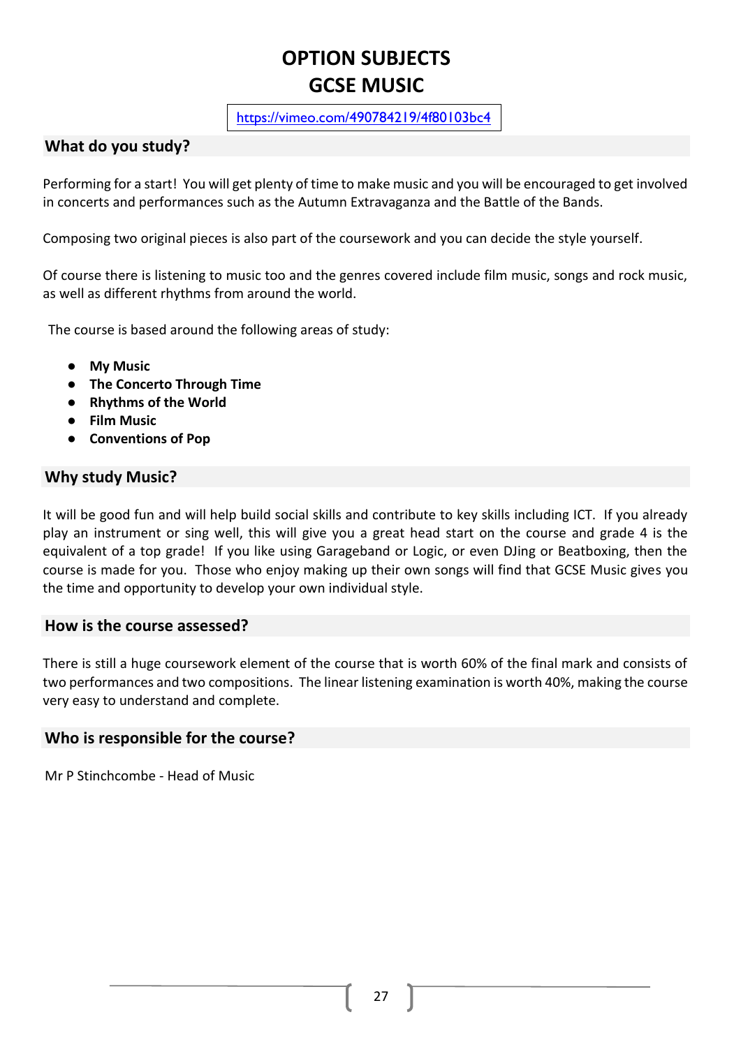# OPTION SUBJECTS
# GCSE MUSIC

https://vimeo.com/490784219/4f80103bc4

## What do you study?

Performing for a start! You will get plenty of time to make music and you will be encouraged to get involved in concerts and performances such as the Autumn Extravaganza and the Battle of the Bands.

Composing two original pieces is also part of the coursework and you can decide the style yourself.

Of course there is listening to music too and the genres covered include film music, songs and rock music, as well as different rhythms from around the world.

The course is based around the following areas of study:

- **My Music**
- **The Concerto Through Time**
- **Rhythms of the World**
- **Film Music**
- **Conventions of Pop**

## Why study Music?

It will be good fun and will help build social skills and contribute to key skills including ICT. If you already play an instrument or sing well, this will give you a great head start on the course and grade 4 is the equivalent of a top grade! If you like using Garageband or Logic, or even DJing or Beatboxing, then the course is made for you. Those who enjoy making up their own songs will find that GCSE Music gives you the time and opportunity to develop your own individual style.

## How is the course assessed?

There is still a huge coursework element of the course that is worth 60% of the final mark and consists of two performances and two compositions. The linear listening examination is worth 40%, making the course very easy to understand and complete.

## Who is responsible for the course?

Mr P Stinchcombe - Head of Music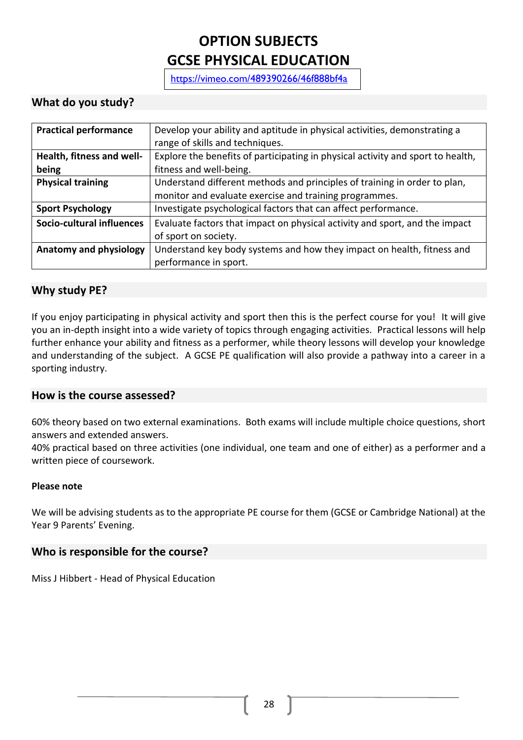# OPTION SUBJECTS
# GCSE PHYSICAL EDUCATION

https://vimeo.com/489390266/46f888bf4a

## What do you study?

| | |
|---|---|
| **Practical performance** | Develop your ability and aptitude in physical activities, demonstrating a range of skills and techniques. |
| **Health, fitness and well-being** | Explore the benefits of participating in physical activity and sport to health, fitness and well-being. |
| **Physical training** | Understand different methods and principles of training in order to plan, monitor and evaluate exercise and training programmes. |
| **Sport Psychology** | Investigate psychological factors that can affect performance. |
| **Socio-cultural influences** | Evaluate factors that impact on physical activity and sport, and the impact of sport on society. |
| **Anatomy and physiology** | Understand key body systems and how they impact on health, fitness and performance in sport. |

## Why study PE?

If you enjoy participating in physical activity and sport then this is the perfect course for you! It will give you an in-depth insight into a wide variety of topics through engaging activities. Practical lessons will help further enhance your ability and fitness as a performer, while theory lessons will develop your knowledge and understanding of the subject. A GCSE PE qualification will also provide a pathway into a career in a sporting industry.

## How is the course assessed?

60% theory based on two external examinations. Both exams will include multiple choice questions, short answers and extended answers.
40% practical based on three activities (one individual, one team and one of either) as a performer and a written piece of coursework.

**Please note**

We will be advising students as to the appropriate PE course for them (GCSE or Cambridge National) at the Year 9 Parents' Evening.

## Who is responsible for the course?

Miss J Hibbert - Head of Physical Education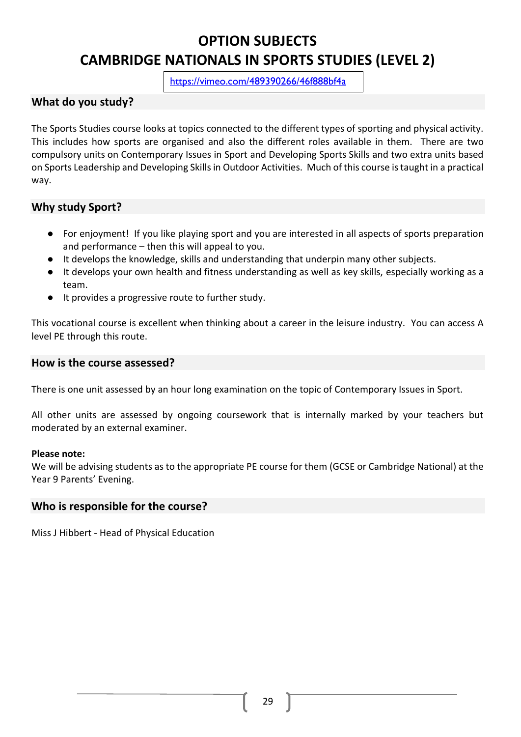# OPTION SUBJECTS
# CAMBRIDGE NATIONALS IN SPORTS STUDIES (LEVEL 2)

https://vimeo.com/489390266/46f888bf4a

## What do you study?

The Sports Studies course looks at topics connected to the different types of sporting and physical activity. This includes how sports are organised and also the different roles available in them. There are two compulsory units on Contemporary Issues in Sport and Developing Sports Skills and two extra units based on Sports Leadership and Developing Skills in Outdoor Activities. Much of this course is taught in a practical way.

## Why study Sport?

- For enjoyment! If you like playing sport and you are interested in all aspects of sports preparation and performance – then this will appeal to you.
- It develops the knowledge, skills and understanding that underpin many other subjects.
- It develops your own health and fitness understanding as well as key skills, especially working as a team.
- It provides a progressive route to further study.

This vocational course is excellent when thinking about a career in the leisure industry. You can access A level PE through this route.

## How is the course assessed?

There is one unit assessed by an hour long examination on the topic of Contemporary Issues in Sport.

All other units are assessed by ongoing coursework that is internally marked by your teachers but moderated by an external examiner.

**Please note:**
We will be advising students as to the appropriate PE course for them (GCSE or Cambridge National) at the Year 9 Parents' Evening.

## Who is responsible for the course?

Miss J Hibbert - Head of Physical Education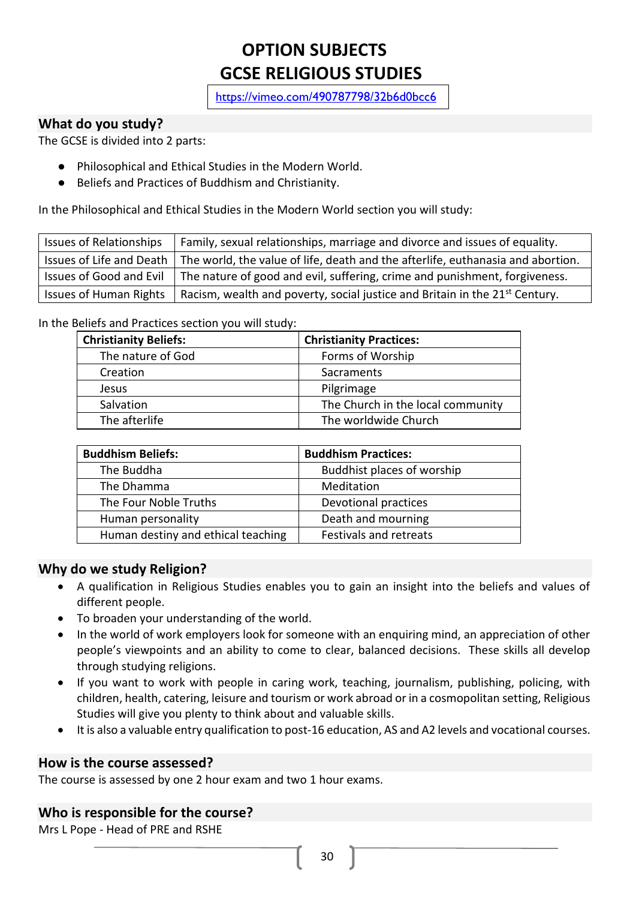# OPTION SUBJECTS
# GCSE RELIGIOUS STUDIES

https://vimeo.com/490787798/32b6d0bcc6

## What do you study?

The GCSE is divided into 2 parts:

- Philosophical and Ethical Studies in the Modern World.
- Beliefs and Practices of Buddhism and Christianity.

In the Philosophical and Ethical Studies in the Modern World section you will study:

| | |
|---|---|
| Issues of Relationships | Family, sexual relationships, marriage and divorce and issues of equality. |
| Issues of Life and Death | The world, the value of life, death and the afterlife, euthanasia and abortion. |
| Issues of Good and Evil | The nature of good and evil, suffering, crime and punishment, forgiveness. |
| Issues of Human Rights | Racism, wealth and poverty, social justice and Britain in the 21st Century. |

In the Beliefs and Practices section you will study:

| Christianity Beliefs: | Christianity Practices: |
|---|---|
| The nature of God | Forms of Worship |
| Creation | Sacraments |
| Jesus | Pilgrimage |
| Salvation | The Church in the local community |
| The afterlife | The worldwide Church |

| Buddhism Beliefs: | Buddhism Practices: |
|---|---|
| The Buddha | Buddhist places of worship |
| The Dhamma | Meditation |
| The Four Noble Truths | Devotional practices |
| Human personality | Death and mourning |
| Human destiny and ethical teaching | Festivals and retreats |

## Why do we study Religion?

- A qualification in Religious Studies enables you to gain an insight into the beliefs and values of different people.
- To broaden your understanding of the world.
- In the world of work employers look for someone with an enquiring mind, an appreciation of other people's viewpoints and an ability to come to clear, balanced decisions. These skills all develop through studying religions.
- If you want to work with people in caring work, teaching, journalism, publishing, policing, with children, health, catering, leisure and tourism or work abroad or in a cosmopolitan setting, Religious Studies will give you plenty to think about and valuable skills.
- It is also a valuable entry qualification to post-16 education, AS and A2 levels and vocational courses.

## How is the course assessed?

The course is assessed by one 2 hour exam and two 1 hour exams.

## Who is responsible for the course?

Mrs L Pope - Head of PRE and RSHE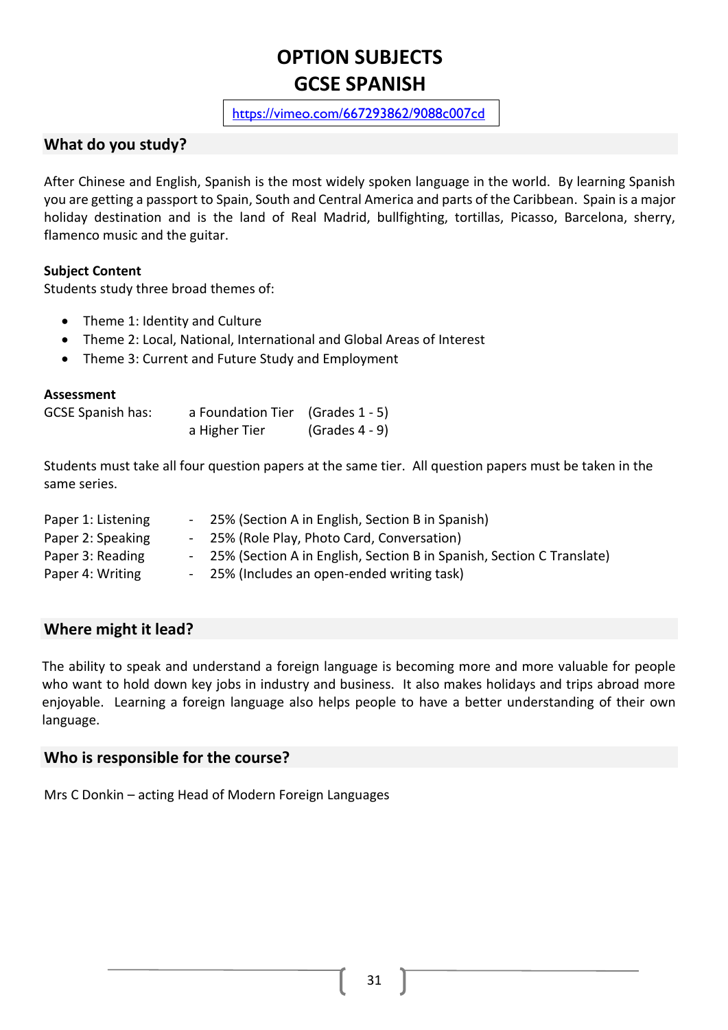# OPTION SUBJECTS
# GCSE SPANISH

https://vimeo.com/667293862/9088c007cd

## What do you study?

After Chinese and English, Spanish is the most widely spoken language in the world. By learning Spanish you are getting a passport to Spain, South and Central America and parts of the Caribbean. Spain is a major holiday destination and is the land of Real Madrid, bullfighting, tortillas, Picasso, Barcelona, sherry, flamenco music and the guitar.

**Subject Content**
Students study three broad themes of:

- Theme 1: Identity and Culture
- Theme 2: Local, National, International and Global Areas of Interest
- Theme 3: Current and Future Study and Employment

**Assessment**

| | | |
|---|---|---|
| GCSE Spanish has: | a Foundation Tier | (Grades 1 - 5) |
| | a Higher Tier | (Grades 4 - 9) |

Students must take all four question papers at the same tier. All question papers must be taken in the same series.

| | | |
|---|---|---|
| Paper 1: Listening | - | 25% (Section A in English, Section B in Spanish) |
| Paper 2: Speaking | - | 25% (Role Play, Photo Card, Conversation) |
| Paper 3: Reading | - | 25% (Section A in English, Section B in Spanish, Section C Translate) |
| Paper 4: Writing | - | 25% (Includes an open-ended writing task) |

## Where might it lead?

The ability to speak and understand a foreign language is becoming more and more valuable for people who want to hold down key jobs in industry and business. It also makes holidays and trips abroad more enjoyable. Learning a foreign language also helps people to have a better understanding of their own language.

## Who is responsible for the course?

Mrs C Donkin – acting Head of Modern Foreign Languages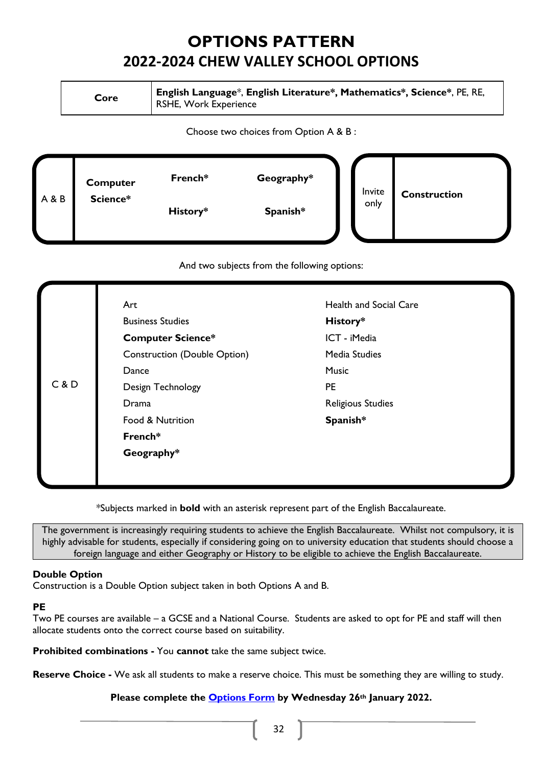# OPTIONS PATTERN

## 2022-2024 CHEW VALLEY SCHOOL OPTIONS

| Core | **English Language***, **English Literature*, Mathematics*, Science***, PE, RE, RSHE, Work Experience |
|---|---|

Choose two choices from Option A & B :

| A & B | | | |
|---|---|---|---|
| | **Computer Science*** | **French*** | **Geography*** |
| | | **History*** | **Spanish*** |

| Invite only | **Construction** |
|---|---|

And two subjects from the following options:

| C & D | | |
|---|---|---|
| | Art | Health and Social Care |
| | Business Studies | **History*** |
| | **Computer Science*** | ICT - iMedia |
| | Construction (Double Option) | Media Studies |
| | Dance | Music |
| | Design Technology | PE |
| | Drama | Religious Studies |
| | Food & Nutrition | **Spanish*** |
| | **French*** | |
| | **Geography*** | |

*Subjects marked in **bold** with an asterisk represent part of the English Baccalaureate.

The government is increasingly requiring students to achieve the English Baccalaureate. Whilst not compulsory, it is highly advisable for students, especially if considering going on to university education that students should choose a foreign language and either Geography or History to be eligible to achieve the English Baccalaureate.

**Double Option**
Construction is a Double Option subject taken in both Options A and B.

**PE**
Two PE courses are available – a GCSE and a National Course. Students are asked to opt for PE and staff will then allocate students onto the correct course based on suitability.

**Prohibited combinations -** You **cannot** take the same subject twice.

**Reserve Choice -** We ask all students to make a reserve choice. This must be something they are willing to study.

**Please complete the Options Form by Wednesday 26th January 2022.**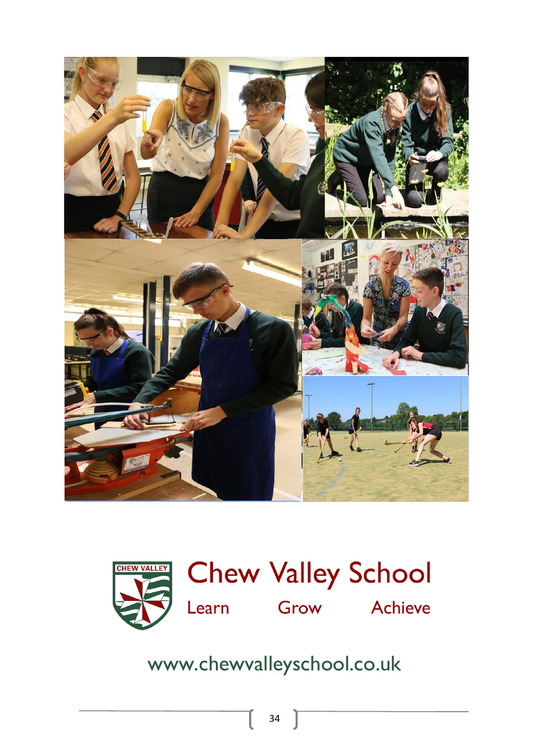Chew Valley School

Learn Grow Achieve

www.chewvalleyschool.co.uk